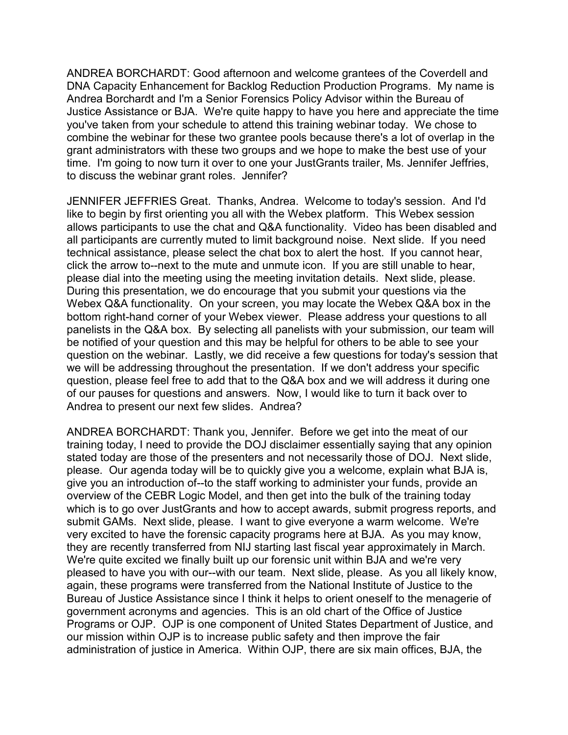ANDREA BORCHARDT: Good afternoon and welcome grantees of the Coverdell and DNA Capacity Enhancement for Backlog Reduction Production Programs. My name is Andrea Borchardt and I'm a Senior Forensics Policy Advisor within the Bureau of Justice Assistance or BJA. We're quite happy to have you here and appreciate the time you've taken from your schedule to attend this training webinar today. We chose to combine the webinar for these two grantee pools because there's a lot of overlap in the grant administrators with these two groups and we hope to make the best use of your time. I'm going to now turn it over to one your JustGrants trailer, Ms. Jennifer Jeffries, to discuss the webinar grant roles. Jennifer?

JENNIFER JEFFRIES Great. Thanks, Andrea. Welcome to today's session. And I'd like to begin by first orienting you all with the Webex platform. This Webex session allows participants to use the chat and Q&A functionality. Video has been disabled and all participants are currently muted to limit background noise. Next slide. If you need technical assistance, please select the chat box to alert the host. If you cannot hear, click the arrow to--next to the mute and unmute icon. If you are still unable to hear, please dial into the meeting using the meeting invitation details. Next slide, please. During this presentation, we do encourage that you submit your questions via the Webex Q&A functionality. On your screen, you may locate the Webex Q&A box in the bottom right-hand corner of your Webex viewer. Please address your questions to all panelists in the Q&A box. By selecting all panelists with your submission, our team will be notified of your question and this may be helpful for others to be able to see your question on the webinar. Lastly, we did receive a few questions for today's session that we will be addressing throughout the presentation. If we don't address your specific question, please feel free to add that to the Q&A box and we will address it during one of our pauses for questions and answers. Now, I would like to turn it back over to Andrea to present our next few slides. Andrea?

ANDREA BORCHARDT: Thank you, Jennifer. Before we get into the meat of our training today, I need to provide the DOJ disclaimer essentially saying that any opinion stated today are those of the presenters and not necessarily those of DOJ. Next slide, please. Our agenda today will be to quickly give you a welcome, explain what BJA is, give you an introduction of--to the staff working to administer your funds, provide an overview of the CEBR Logic Model, and then get into the bulk of the training today which is to go over JustGrants and how to accept awards, submit progress reports, and submit GAMs. Next slide, please. I want to give everyone a warm welcome. We're very excited to have the forensic capacity programs here at BJA. As you may know, they are recently transferred from NIJ starting last fiscal year approximately in March. We're quite excited we finally built up our forensic unit within BJA and we're very pleased to have you with our--with our team. Next slide, please. As you all likely know, again, these programs were transferred from the National Institute of Justice to the Bureau of Justice Assistance since I think it helps to orient oneself to the menagerie of government acronyms and agencies. This is an old chart of the Office of Justice Programs or OJP. OJP is one component of United States Department of Justice, and our mission within OJP is to increase public safety and then improve the fair administration of justice in America. Within OJP, there are six main offices, BJA, the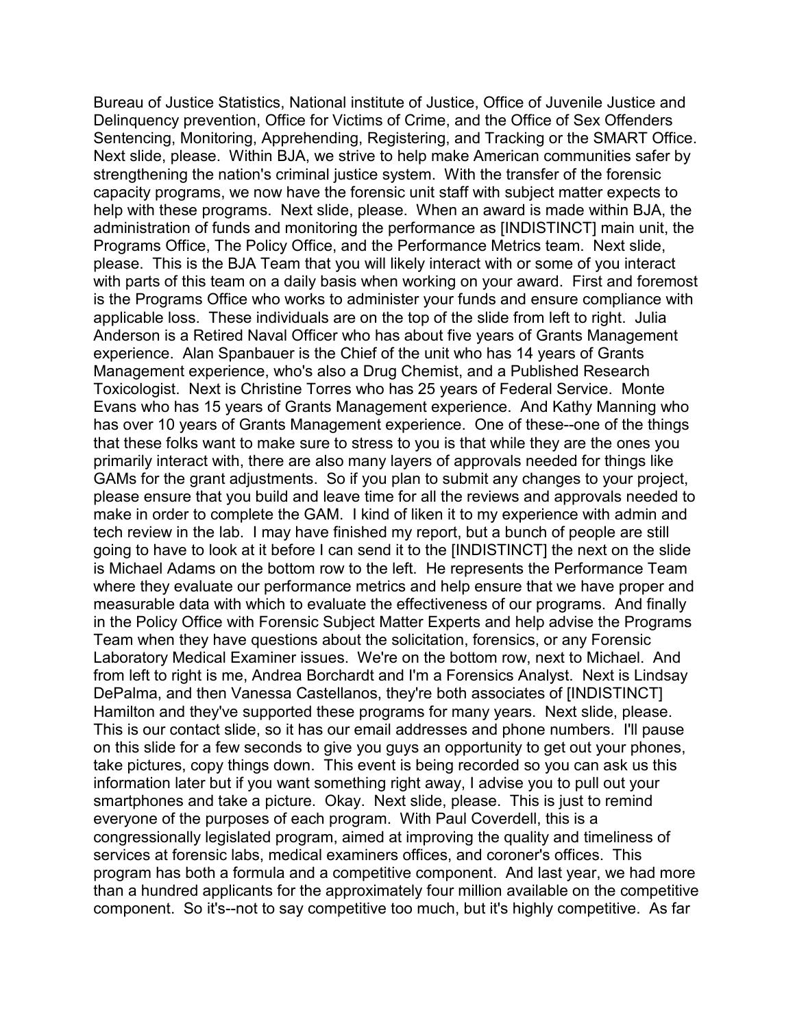Bureau of Justice Statistics, National institute of Justice, Office of Juvenile Justice and Delinquency prevention, Office for Victims of Crime, and the Office of Sex Offenders Sentencing, Monitoring, Apprehending, Registering, and Tracking or the SMART Office. Next slide, please. Within BJA, we strive to help make American communities safer by strengthening the nation's criminal justice system. With the transfer of the forensic capacity programs, we now have the forensic unit staff with subject matter expects to help with these programs. Next slide, please. When an award is made within BJA, the administration of funds and monitoring the performance as [INDISTINCT] main unit, the Programs Office, The Policy Office, and the Performance Metrics team. Next slide, please. This is the BJA Team that you will likely interact with or some of you interact with parts of this team on a daily basis when working on your award. First and foremost is the Programs Office who works to administer your funds and ensure compliance with applicable loss. These individuals are on the top of the slide from left to right. Julia Anderson is a Retired Naval Officer who has about five years of Grants Management experience. Alan Spanbauer is the Chief of the unit who has 14 years of Grants Management experience, who's also a Drug Chemist, and a Published Research Toxicologist. Next is Christine Torres who has 25 years of Federal Service. Monte Evans who has 15 years of Grants Management experience. And Kathy Manning who has over 10 years of Grants Management experience. One of these--one of the things that these folks want to make sure to stress to you is that while they are the ones you primarily interact with, there are also many layers of approvals needed for things like GAMs for the grant adjustments. So if you plan to submit any changes to your project, please ensure that you build and leave time for all the reviews and approvals needed to make in order to complete the GAM. I kind of liken it to my experience with admin and tech review in the lab. I may have finished my report, but a bunch of people are still going to have to look at it before I can send it to the [INDISTINCT] the next on the slide is Michael Adams on the bottom row to the left. He represents the Performance Team where they evaluate our performance metrics and help ensure that we have proper and measurable data with which to evaluate the effectiveness of our programs. And finally in the Policy Office with Forensic Subject Matter Experts and help advise the Programs Team when they have questions about the solicitation, forensics, or any Forensic Laboratory Medical Examiner issues. We're on the bottom row, next to Michael. And from left to right is me, Andrea Borchardt and I'm a Forensics Analyst. Next is Lindsay DePalma, and then Vanessa Castellanos, they're both associates of [INDISTINCT] Hamilton and they've supported these programs for many years. Next slide, please. This is our contact slide, so it has our email addresses and phone numbers. I'll pause on this slide for a few seconds to give you guys an opportunity to get out your phones, take pictures, copy things down. This event is being recorded so you can ask us this information later but if you want something right away, I advise you to pull out your smartphones and take a picture. Okay. Next slide, please. This is just to remind everyone of the purposes of each program. With Paul Coverdell, this is a congressionally legislated program, aimed at improving the quality and timeliness of services at forensic labs, medical examiners offices, and coroner's offices. This program has both a formula and a competitive component. And last year, we had more than a hundred applicants for the approximately four million available on the competitive component. So it's--not to say competitive too much, but it's highly competitive. As far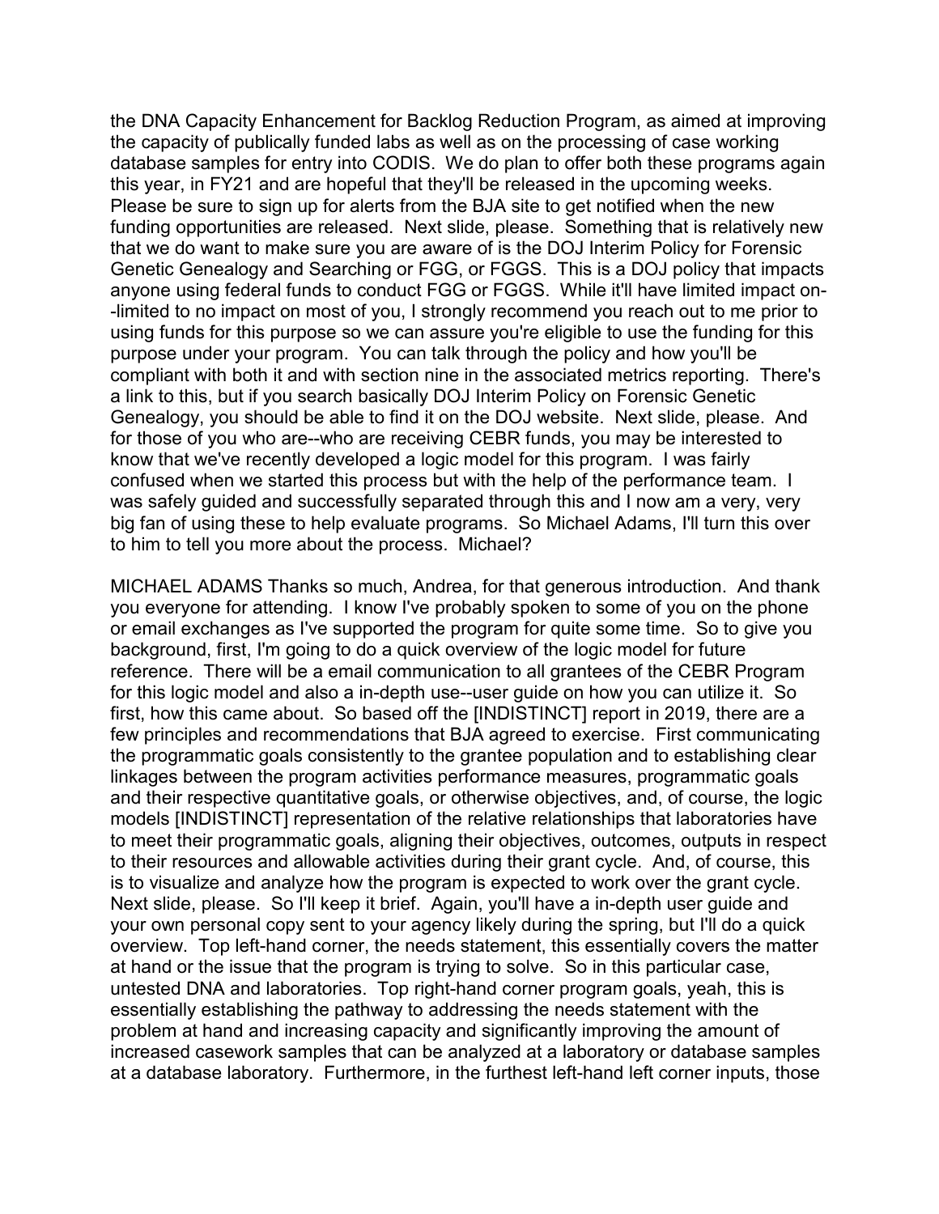the DNA Capacity Enhancement for Backlog Reduction Program, as aimed at improving the capacity of publically funded labs as well as on the processing of case working database samples for entry into CODIS. We do plan to offer both these programs again this year, in FY21 and are hopeful that they'll be released in the upcoming weeks. Please be sure to sign up for alerts from the BJA site to get notified when the new funding opportunities are released. Next slide, please. Something that is relatively new that we do want to make sure you are aware of is the DOJ Interim Policy for Forensic Genetic Genealogy and Searching or FGG, or FGGS. This is a DOJ policy that impacts anyone using federal funds to conduct FGG or FGGS. While it'll have limited impact on--limited to no impact on most of you, I strongly recommend you reach out to me prior to using funds for this purpose so we can assure you're eligible to use the funding for this purpose under your program. You can talk through the policy and how you'll be compliant with both it and with section nine in the associated metrics reporting. There's a link to this, but if you search basically DOJ Interim Policy on Forensic Genetic Genealogy, you should be able to find it on the DOJ website. Next slide, please. And for those of you who are--who are receiving CEBR funds, you may be interested to know that we've recently developed a logic model for this program. I was fairly confused when we started this process but with the help of the performance team. I was safely guided and successfully separated through this and I now am a very, very big fan of using these to help evaluate programs. So Michael Adams, I'll turn this over to him to tell you more about the process. Michael?

MICHAEL ADAMS Thanks so much, Andrea, for that generous introduction. And thank you everyone for attending. I know I've probably spoken to some of you on the phone or email exchanges as I've supported the program for quite some time. So to give you background, first, I'm going to do a quick overview of the logic model for future reference. There will be a email communication to all grantees of the CEBR Program for this logic model and also a in-depth use--user guide on how you can utilize it. So first, how this came about. So based off the [INDISTINCT] report in 2019, there are a few principles and recommendations that BJA agreed to exercise. First communicating the programmatic goals consistently to the grantee population and to establishing clear linkages between the program activities performance measures, programmatic goals and their respective quantitative goals, or otherwise objectives, and, of course, the logic models [INDISTINCT] representation of the relative relationships that laboratories have to meet their programmatic goals, aligning their objectives, outcomes, outputs in respect to their resources and allowable activities during their grant cycle. And, of course, this is to visualize and analyze how the program is expected to work over the grant cycle. Next slide, please. So I'll keep it brief. Again, you'll have a in-depth user guide and your own personal copy sent to your agency likely during the spring, but I'll do a quick overview. Top left-hand corner, the needs statement, this essentially covers the matter at hand or the issue that the program is trying to solve. So in this particular case, untested DNA and laboratories. Top right-hand corner program goals, yeah, this is essentially establishing the pathway to addressing the needs statement with the problem at hand and increasing capacity and significantly improving the amount of increased casework samples that can be analyzed at a laboratory or database samples at a database laboratory. Furthermore, in the furthest left-hand left corner inputs, those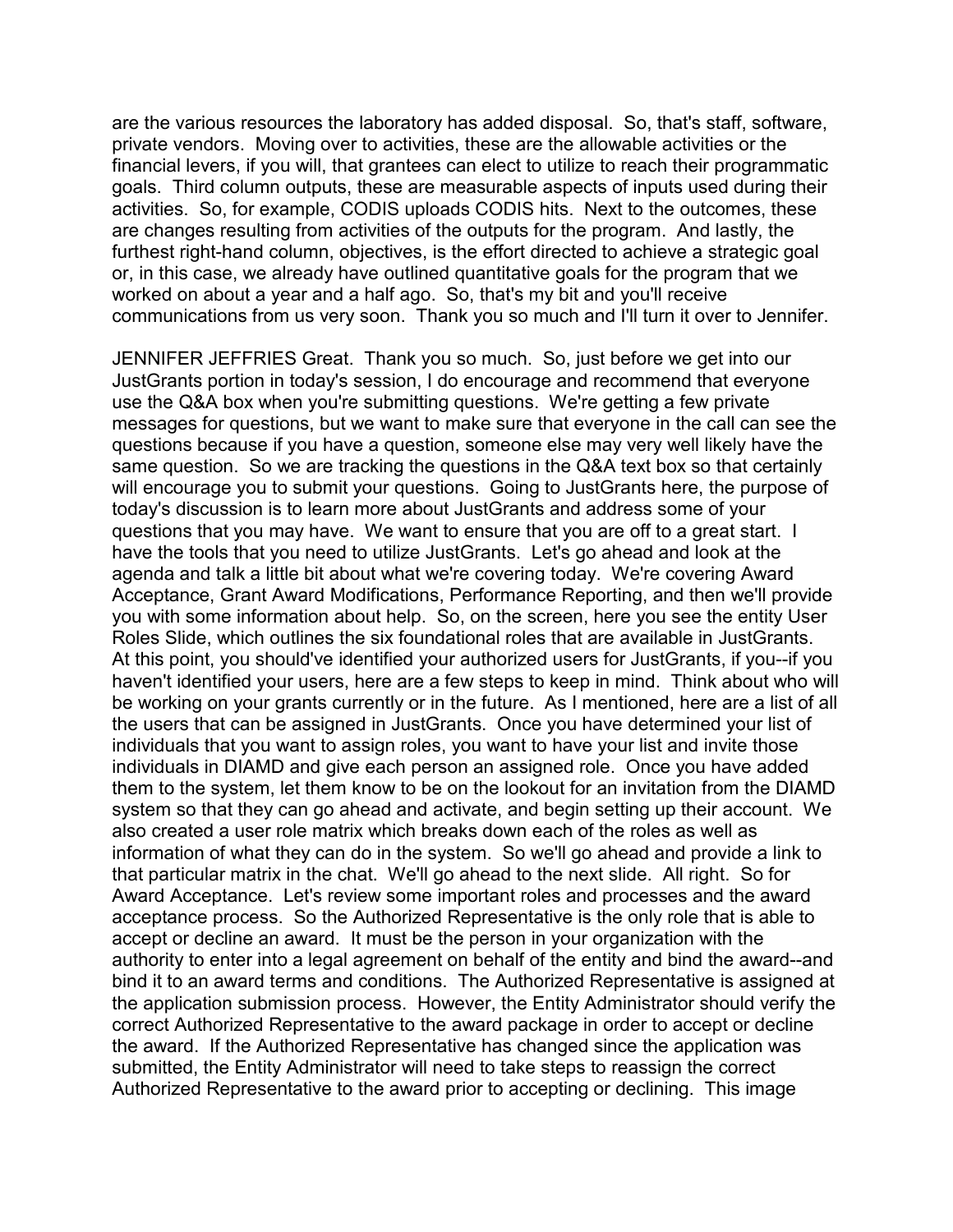are the various resources the laboratory has added disposal. So, that's staff, software, private vendors. Moving over to activities, these are the allowable activities or the financial levers, if you will, that grantees can elect to utilize to reach their programmatic goals. Third column outputs, these are measurable aspects of inputs used during their activities. So, for example, CODIS uploads CODIS hits. Next to the outcomes, these are changes resulting from activities of the outputs for the program. And lastly, the furthest right-hand column, objectives, is the effort directed to achieve a strategic goal or, in this case, we already have outlined quantitative goals for the program that we worked on about a year and a half ago. So, that's my bit and you'll receive communications from us very soon. Thank you so much and I'll turn it over to Jennifer.

JENNIFER JEFFRIES Great. Thank you so much. So, just before we get into our JustGrants portion in today's session, I do encourage and recommend that everyone use the Q&A box when you're submitting questions. We're getting a few private messages for questions, but we want to make sure that everyone in the call can see the questions because if you have a question, someone else may very well likely have the same question. So we are tracking the questions in the Q&A text box so that certainly will encourage you to submit your questions. Going to JustGrants here, the purpose of today's discussion is to learn more about JustGrants and address some of your questions that you may have. We want to ensure that you are off to a great start. I have the tools that you need to utilize JustGrants. Let's go ahead and look at the agenda and talk a little bit about what we're covering today. We're covering Award Acceptance, Grant Award Modifications, Performance Reporting, and then we'll provide you with some information about help. So, on the screen, here you see the entity User Roles Slide, which outlines the six foundational roles that are available in JustGrants. At this point, you should've identified your authorized users for JustGrants, if you--if you haven't identified your users, here are a few steps to keep in mind. Think about who will be working on your grants currently or in the future. As I mentioned, here are a list of all the users that can be assigned in JustGrants. Once you have determined your list of individuals that you want to assign roles, you want to have your list and invite those individuals in DIAMD and give each person an assigned role. Once you have added them to the system, let them know to be on the lookout for an invitation from the DIAMD system so that they can go ahead and activate, and begin setting up their account. We also created a user role matrix which breaks down each of the roles as well as information of what they can do in the system. So we'll go ahead and provide a link to that particular matrix in the chat. We'll go ahead to the next slide. All right. So for Award Acceptance. Let's review some important roles and processes and the award acceptance process. So the Authorized Representative is the only role that is able to accept or decline an award. It must be the person in your organization with the authority to enter into a legal agreement on behalf of the entity and bind the award--and bind it to an award terms and conditions. The Authorized Representative is assigned at the application submission process. However, the Entity Administrator should verify the correct Authorized Representative to the award package in order to accept or decline the award. If the Authorized Representative has changed since the application was submitted, the Entity Administrator will need to take steps to reassign the correct Authorized Representative to the award prior to accepting or declining. This image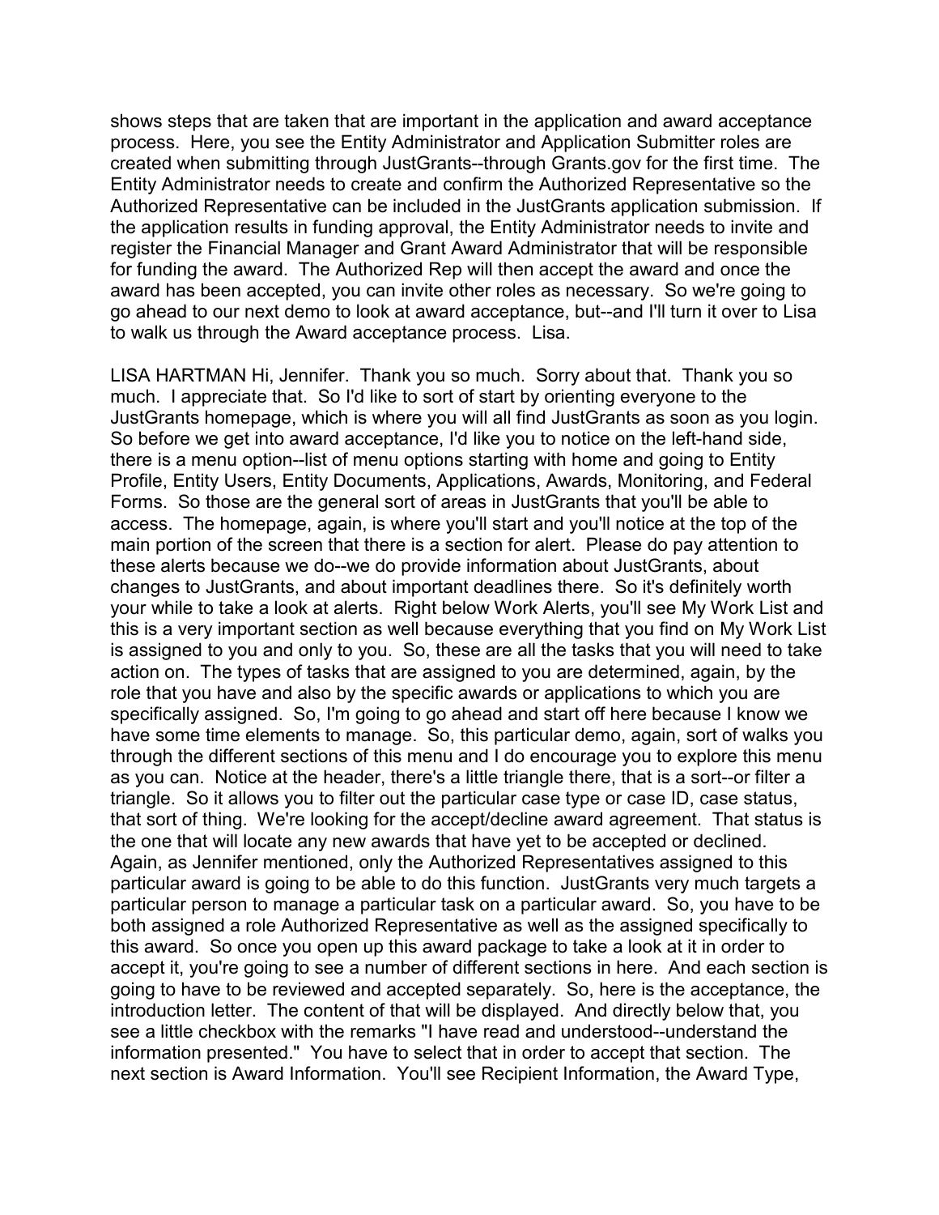shows steps that are taken that are important in the application and award acceptance process. Here, you see the Entity Administrator and Application Submitter roles are created when submitting through JustGrants--through Grants.gov for the first time. The Entity Administrator needs to create and confirm the Authorized Representative so the Authorized Representative can be included in the JustGrants application submission. If the application results in funding approval, the Entity Administrator needs to invite and register the Financial Manager and Grant Award Administrator that will be responsible for funding the award. The Authorized Rep will then accept the award and once the award has been accepted, you can invite other roles as necessary. So we're going to go ahead to our next demo to look at award acceptance, but--and I'll turn it over to Lisa to walk us through the Award acceptance process. Lisa.

LISA HARTMAN Hi, Jennifer. Thank you so much. Sorry about that. Thank you so much. I appreciate that. So I'd like to sort of start by orienting everyone to the JustGrants homepage, which is where you will all find JustGrants as soon as you login. So before we get into award acceptance, I'd like you to notice on the left-hand side, there is a menu option--list of menu options starting with home and going to Entity Profile, Entity Users, Entity Documents, Applications, Awards, Monitoring, and Federal Forms. So those are the general sort of areas in JustGrants that you'll be able to access. The homepage, again, is where you'll start and you'll notice at the top of the main portion of the screen that there is a section for alert. Please do pay attention to these alerts because we do--we do provide information about JustGrants, about changes to JustGrants, and about important deadlines there. So it's definitely worth your while to take a look at alerts. Right below Work Alerts, you'll see My Work List and this is a very important section as well because everything that you find on My Work List is assigned to you and only to you. So, these are all the tasks that you will need to take action on. The types of tasks that are assigned to you are determined, again, by the role that you have and also by the specific awards or applications to which you are specifically assigned. So, I'm going to go ahead and start off here because I know we have some time elements to manage. So, this particular demo, again, sort of walks you through the different sections of this menu and I do encourage you to explore this menu as you can. Notice at the header, there's a little triangle there, that is a sort--or filter a triangle. So it allows you to filter out the particular case type or case ID, case status, that sort of thing. We're looking for the accept/decline award agreement. That status is the one that will locate any new awards that have yet to be accepted or declined. Again, as Jennifer mentioned, only the Authorized Representatives assigned to this particular award is going to be able to do this function. JustGrants very much targets a particular person to manage a particular task on a particular award. So, you have to be both assigned a role Authorized Representative as well as the assigned specifically to this award. So once you open up this award package to take a look at it in order to accept it, you're going to see a number of different sections in here. And each section is going to have to be reviewed and accepted separately. So, here is the acceptance, the introduction letter. The content of that will be displayed. And directly below that, you see a little checkbox with the remarks "I have read and understood--understand the information presented." You have to select that in order to accept that section. The next section is Award Information. You'll see Recipient Information, the Award Type,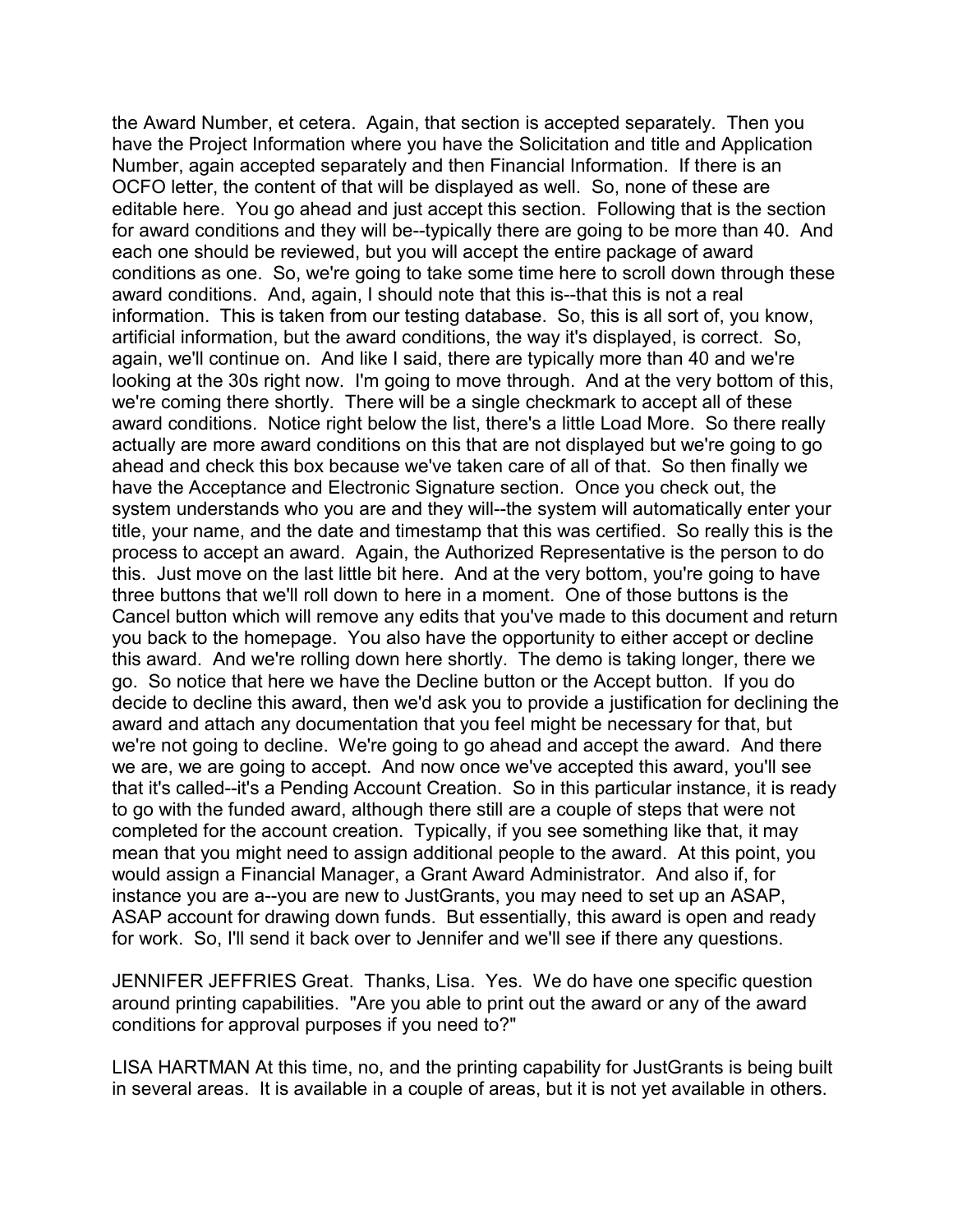the Award Number, et cetera. Again, that section is accepted separately. Then you have the Project Information where you have the Solicitation and title and Application Number, again accepted separately and then Financial Information. If there is an OCFO letter, the content of that will be displayed as well. So, none of these are editable here. You go ahead and just accept this section. Following that is the section for award conditions and they will be--typically there are going to be more than 40. And each one should be reviewed, but you will accept the entire package of award conditions as one. So, we're going to take some time here to scroll down through these award conditions. And, again, I should note that this is--that this is not a real information. This is taken from our testing database. So, this is all sort of, you know, artificial information, but the award conditions, the way it's displayed, is correct. So, again, we'll continue on. And like I said, there are typically more than 40 and we're looking at the 30s right now. I'm going to move through. And at the very bottom of this, we're coming there shortly. There will be a single checkmark to accept all of these award conditions. Notice right below the list, there's a little Load More. So there really actually are more award conditions on this that are not displayed but we're going to go ahead and check this box because we've taken care of all of that. So then finally we have the Acceptance and Electronic Signature section. Once you check out, the system understands who you are and they will--the system will automatically enter your title, your name, and the date and timestamp that this was certified. So really this is the process to accept an award. Again, the Authorized Representative is the person to do this. Just move on the last little bit here. And at the very bottom, you're going to have three buttons that we'll roll down to here in a moment. One of those buttons is the Cancel button which will remove any edits that you've made to this document and return you back to the homepage. You also have the opportunity to either accept or decline this award. And we're rolling down here shortly. The demo is taking longer, there we go. So notice that here we have the Decline button or the Accept button. If you do decide to decline this award, then we'd ask you to provide a justification for declining the award and attach any documentation that you feel might be necessary for that, but we're not going to decline. We're going to go ahead and accept the award. And there we are, we are going to accept. And now once we've accepted this award, you'll see that it's called--it's a Pending Account Creation. So in this particular instance, it is ready to go with the funded award, although there still are a couple of steps that were not completed for the account creation. Typically, if you see something like that, it may mean that you might need to assign additional people to the award. At this point, you would assign a Financial Manager, a Grant Award Administrator. And also if, for instance you are a--you are new to JustGrants, you may need to set up an ASAP, ASAP account for drawing down funds. But essentially, this award is open and ready for work. So, I'll send it back over to Jennifer and we'll see if there any questions.

JENNIFER JEFFRIES Great. Thanks, Lisa. Yes. We do have one specific question around printing capabilities. "Are you able to print out the award or any of the award conditions for approval purposes if you need to?"

LISA HARTMAN At this time, no, and the printing capability for JustGrants is being built in several areas. It is available in a couple of areas, but it is not yet available in others.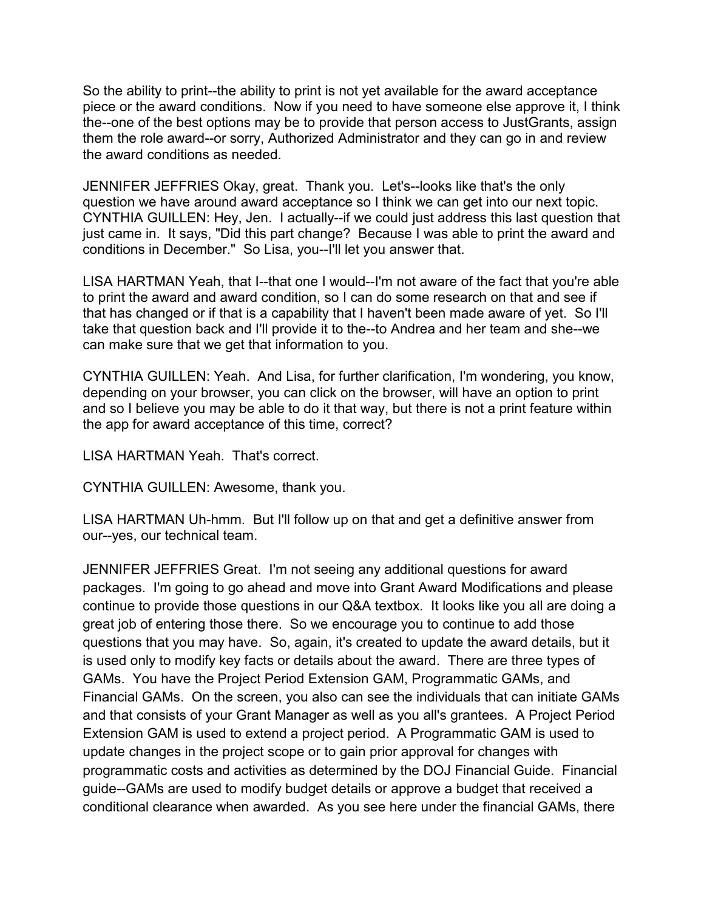So the ability to print--the ability to print is not yet available for the award acceptance piece or the award conditions. Now if you need to have someone else approve it, I think the--one of the best options may be to provide that person access to JustGrants, assign them the role award--or sorry, Authorized Administrator and they can go in and review the award conditions as needed.

JENNIFER JEFFRIES Okay, great. Thank you. Let's--looks like that's the only question we have around award acceptance so I think we can get into our next topic.
CYNTHIA GUILLEN: Hey, Jen. I actually--if we could just address this last question that just came in. It says, "Did this part change? Because I was able to print the award and conditions in December." So Lisa, you--I'll let you answer that.

LISA HARTMAN Yeah, that I--that one I would--I'm not aware of the fact that you're able to print the award and award condition, so I can do some research on that and see if that has changed or if that is a capability that I haven't been made aware of yet. So I'll take that question back and I'll provide it to the--to Andrea and her team and she--we can make sure that we get that information to you.

CYNTHIA GUILLEN: Yeah. And Lisa, for further clarification, I'm wondering, you know, depending on your browser, you can click on the browser, will have an option to print and so I believe you may be able to do it that way, but there is not a print feature within the app for award acceptance of this time, correct?

LISA HARTMAN Yeah. That's correct.

CYNTHIA GUILLEN: Awesome, thank you.

LISA HARTMAN Uh-hmm. But I'll follow up on that and get a definitive answer from our--yes, our technical team.

JENNIFER JEFFRIES Great. I'm not seeing any additional questions for award packages. I'm going to go ahead and move into Grant Award Modifications and please continue to provide those questions in our Q&A textbox. It looks like you all are doing a great job of entering those there. So we encourage you to continue to add those questions that you may have. So, again, it's created to update the award details, but it is used only to modify key facts or details about the award. There are three types of GAMs. You have the Project Period Extension GAM, Programmatic GAMs, and Financial GAMs. On the screen, you also can see the individuals that can initiate GAMs and that consists of your Grant Manager as well as you all's grantees. A Project Period Extension GAM is used to extend a project period. A Programmatic GAM is used to update changes in the project scope or to gain prior approval for changes with programmatic costs and activities as determined by the DOJ Financial Guide. Financial guide--GAMs are used to modify budget details or approve a budget that received a conditional clearance when awarded. As you see here under the financial GAMs, there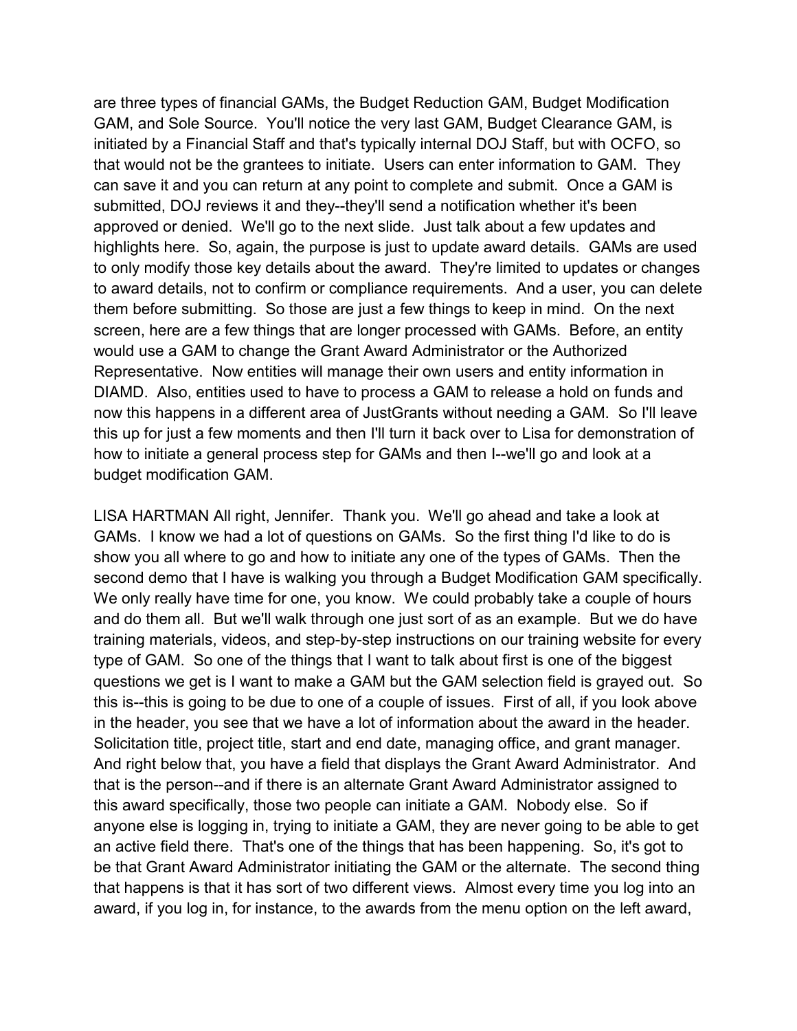are three types of financial GAMs, the Budget Reduction GAM, Budget Modification GAM, and Sole Source. You'll notice the very last GAM, Budget Clearance GAM, is initiated by a Financial Staff and that's typically internal DOJ Staff, but with OCFO, so that would not be the grantees to initiate. Users can enter information to GAM. They can save it and you can return at any point to complete and submit. Once a GAM is submitted, DOJ reviews it and they--they'll send a notification whether it's been approved or denied. We'll go to the next slide. Just talk about a few updates and highlights here. So, again, the purpose is just to update award details. GAMs are used to only modify those key details about the award. They're limited to updates or changes to award details, not to confirm or compliance requirements. And a user, you can delete them before submitting. So those are just a few things to keep in mind. On the next screen, here are a few things that are longer processed with GAMs. Before, an entity would use a GAM to change the Grant Award Administrator or the Authorized Representative. Now entities will manage their own users and entity information in DIAMD. Also, entities used to have to process a GAM to release a hold on funds and now this happens in a different area of JustGrants without needing a GAM. So I'll leave this up for just a few moments and then I'll turn it back over to Lisa for demonstration of how to initiate a general process step for GAMs and then I--we'll go and look at a budget modification GAM.

LISA HARTMAN All right, Jennifer. Thank you. We'll go ahead and take a look at GAMs. I know we had a lot of questions on GAMs. So the first thing I'd like to do is show you all where to go and how to initiate any one of the types of GAMs. Then the second demo that I have is walking you through a Budget Modification GAM specifically. We only really have time for one, you know. We could probably take a couple of hours and do them all. But we'll walk through one just sort of as an example. But we do have training materials, videos, and step-by-step instructions on our training website for every type of GAM. So one of the things that I want to talk about first is one of the biggest questions we get is I want to make a GAM but the GAM selection field is grayed out. So this is--this is going to be due to one of a couple of issues. First of all, if you look above in the header, you see that we have a lot of information about the award in the header. Solicitation title, project title, start and end date, managing office, and grant manager. And right below that, you have a field that displays the Grant Award Administrator. And that is the person--and if there is an alternate Grant Award Administrator assigned to this award specifically, those two people can initiate a GAM. Nobody else. So if anyone else is logging in, trying to initiate a GAM, they are never going to be able to get an active field there. That's one of the things that has been happening. So, it's got to be that Grant Award Administrator initiating the GAM or the alternate. The second thing that happens is that it has sort of two different views. Almost every time you log into an award, if you log in, for instance, to the awards from the menu option on the left award,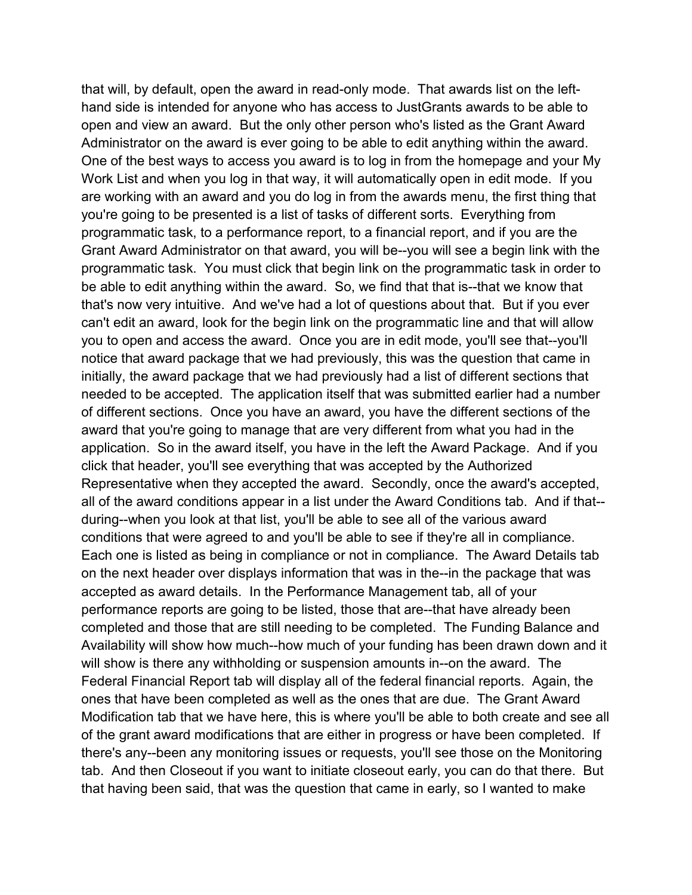that will, by default, open the award in read-only mode. That awards list on the left-hand side is intended for anyone who has access to JustGrants awards to be able to open and view an award. But the only other person who's listed as the Grant Award Administrator on the award is ever going to be able to edit anything within the award. One of the best ways to access you award is to log in from the homepage and your My Work List and when you log in that way, it will automatically open in edit mode. If you are working with an award and you do log in from the awards menu, the first thing that you're going to be presented is a list of tasks of different sorts. Everything from programmatic task, to a performance report, to a financial report, and if you are the Grant Award Administrator on that award, you will be--you will see a begin link with the programmatic task. You must click that begin link on the programmatic task in order to be able to edit anything within the award. So, we find that that is--that we know that that's now very intuitive. And we've had a lot of questions about that. But if you ever can't edit an award, look for the begin link on the programmatic line and that will allow you to open and access the award. Once you are in edit mode, you'll see that--you'll notice that award package that we had previously, this was the question that came in initially, the award package that we had previously had a list of different sections that needed to be accepted. The application itself that was submitted earlier had a number of different sections. Once you have an award, you have the different sections of the award that you're going to manage that are very different from what you had in the application. So in the award itself, you have in the left the Award Package. And if you click that header, you'll see everything that was accepted by the Authorized Representative when they accepted the award. Secondly, once the award's accepted, all of the award conditions appear in a list under the Award Conditions tab. And if that--during--when you look at that list, you'll be able to see all of the various award conditions that were agreed to and you'll be able to see if they're all in compliance. Each one is listed as being in compliance or not in compliance. The Award Details tab on the next header over displays information that was in the--in the package that was accepted as award details. In the Performance Management tab, all of your performance reports are going to be listed, those that are--that have already been completed and those that are still needing to be completed. The Funding Balance and Availability will show how much--how much of your funding has been drawn down and it will show is there any withholding or suspension amounts in--on the award. The Federal Financial Report tab will display all of the federal financial reports. Again, the ones that have been completed as well as the ones that are due. The Grant Award Modification tab that we have here, this is where you'll be able to both create and see all of the grant award modifications that are either in progress or have been completed. If there's any--been any monitoring issues or requests, you'll see those on the Monitoring tab. And then Closeout if you want to initiate closeout early, you can do that there. But that having been said, that was the question that came in early, so I wanted to make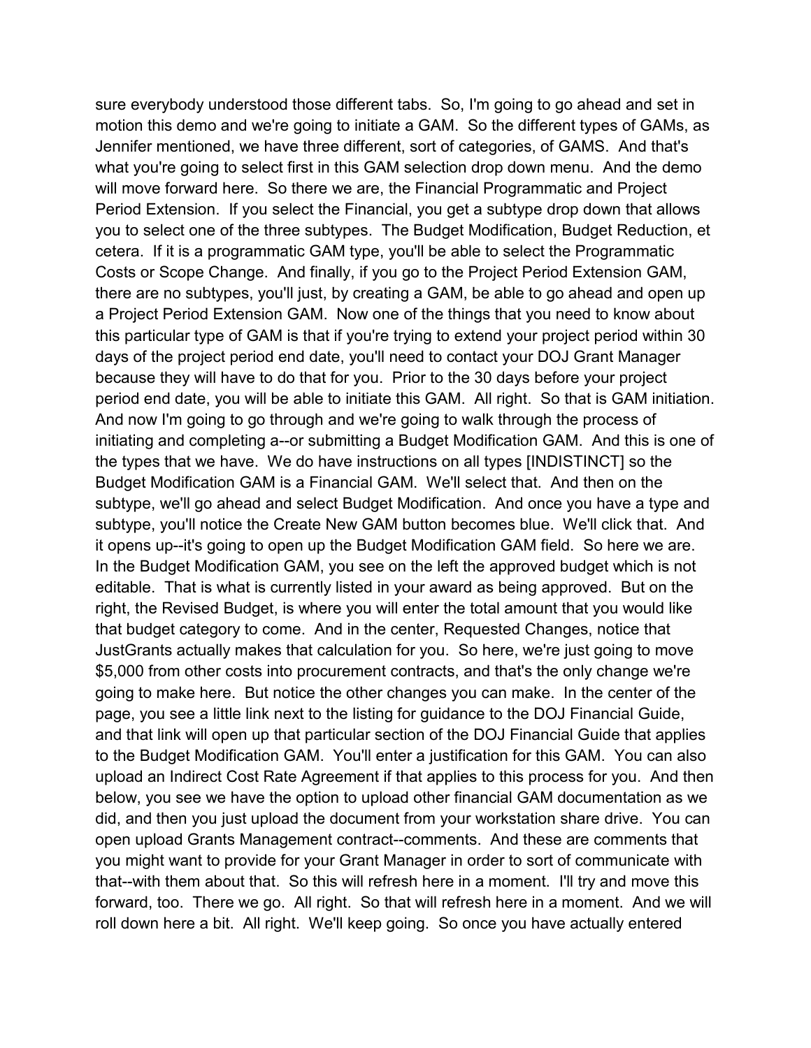sure everybody understood those different tabs. So, I'm going to go ahead and set in motion this demo and we're going to initiate a GAM. So the different types of GAMs, as Jennifer mentioned, we have three different, sort of categories, of GAMS. And that's what you're going to select first in this GAM selection drop down menu. And the demo will move forward here. So there we are, the Financial Programmatic and Project Period Extension. If you select the Financial, you get a subtype drop down that allows you to select one of the three subtypes. The Budget Modification, Budget Reduction, et cetera. If it is a programmatic GAM type, you'll be able to select the Programmatic Costs or Scope Change. And finally, if you go to the Project Period Extension GAM, there are no subtypes, you'll just, by creating a GAM, be able to go ahead and open up a Project Period Extension GAM. Now one of the things that you need to know about this particular type of GAM is that if you're trying to extend your project period within 30 days of the project period end date, you'll need to contact your DOJ Grant Manager because they will have to do that for you. Prior to the 30 days before your project period end date, you will be able to initiate this GAM. All right. So that is GAM initiation. And now I'm going to go through and we're going to walk through the process of initiating and completing a--or submitting a Budget Modification GAM. And this is one of the types that we have. We do have instructions on all types [INDISTINCT] so the Budget Modification GAM is a Financial GAM. We'll select that. And then on the subtype, we'll go ahead and select Budget Modification. And once you have a type and subtype, you'll notice the Create New GAM button becomes blue. We'll click that. And it opens up--it's going to open up the Budget Modification GAM field. So here we are. In the Budget Modification GAM, you see on the left the approved budget which is not editable. That is what is currently listed in your award as being approved. But on the right, the Revised Budget, is where you will enter the total amount that you would like that budget category to come. And in the center, Requested Changes, notice that JustGrants actually makes that calculation for you. So here, we're just going to move $5,000 from other costs into procurement contracts, and that's the only change we're going to make here. But notice the other changes you can make. In the center of the page, you see a little link next to the listing for guidance to the DOJ Financial Guide, and that link will open up that particular section of the DOJ Financial Guide that applies to the Budget Modification GAM. You'll enter a justification for this GAM. You can also upload an Indirect Cost Rate Agreement if that applies to this process for you. And then below, you see we have the option to upload other financial GAM documentation as we did, and then you just upload the document from your workstation share drive. You can open upload Grants Management contract--comments. And these are comments that you might want to provide for your Grant Manager in order to sort of communicate with that--with them about that. So this will refresh here in a moment. I'll try and move this forward, too. There we go. All right. So that will refresh here in a moment. And we will roll down here a bit. All right. We'll keep going. So once you have actually entered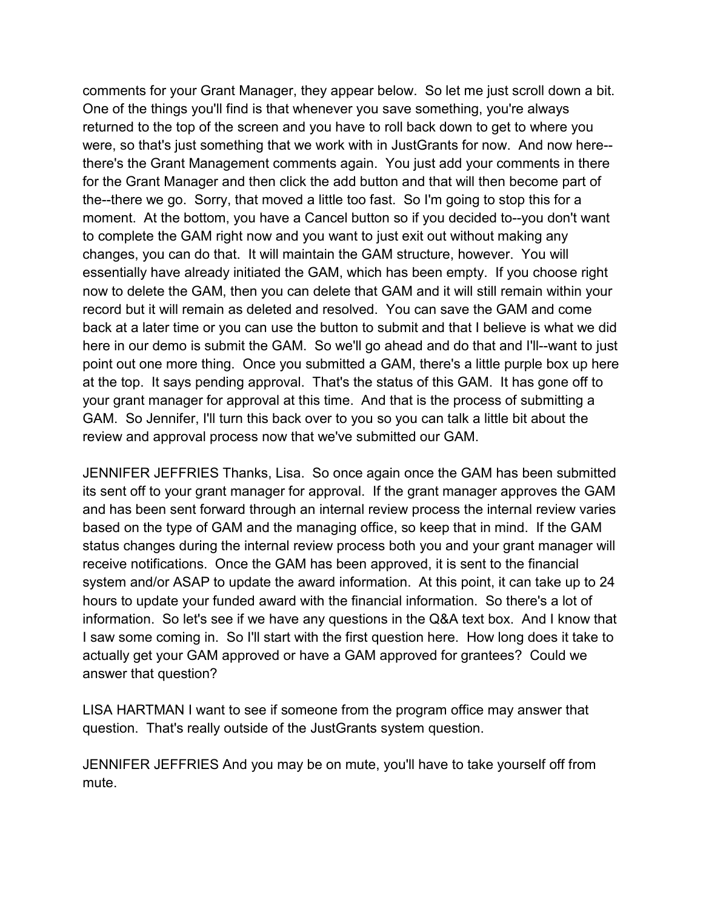comments for your Grant Manager, they appear below. So let me just scroll down a bit. One of the things you'll find is that whenever you save something, you're always returned to the top of the screen and you have to roll back down to get to where you were, so that's just something that we work with in JustGrants for now. And now here--there's the Grant Management comments again. You just add your comments in there for the Grant Manager and then click the add button and that will then become part of the--there we go. Sorry, that moved a little too fast. So I'm going to stop this for a moment. At the bottom, you have a Cancel button so if you decided to--you don't want to complete the GAM right now and you want to just exit out without making any changes, you can do that. It will maintain the GAM structure, however. You will essentially have already initiated the GAM, which has been empty. If you choose right now to delete the GAM, then you can delete that GAM and it will still remain within your record but it will remain as deleted and resolved. You can save the GAM and come back at a later time or you can use the button to submit and that I believe is what we did here in our demo is submit the GAM. So we'll go ahead and do that and I'll--want to just point out one more thing. Once you submitted a GAM, there's a little purple box up here at the top. It says pending approval. That's the status of this GAM. It has gone off to your grant manager for approval at this time. And that is the process of submitting a GAM. So Jennifer, I'll turn this back over to you so you can talk a little bit about the review and approval process now that we've submitted our GAM.

JENNIFER JEFFRIES Thanks, Lisa. So once again once the GAM has been submitted its sent off to your grant manager for approval. If the grant manager approves the GAM and has been sent forward through an internal review process the internal review varies based on the type of GAM and the managing office, so keep that in mind. If the GAM status changes during the internal review process both you and your grant manager will receive notifications. Once the GAM has been approved, it is sent to the financial system and/or ASAP to update the award information. At this point, it can take up to 24 hours to update your funded award with the financial information. So there's a lot of information. So let's see if we have any questions in the Q&A text box. And I know that I saw some coming in. So I'll start with the first question here. How long does it take to actually get your GAM approved or have a GAM approved for grantees? Could we answer that question?

LISA HARTMAN I want to see if someone from the program office may answer that question. That's really outside of the JustGrants system question.

JENNIFER JEFFRIES And you may be on mute, you'll have to take yourself off from mute.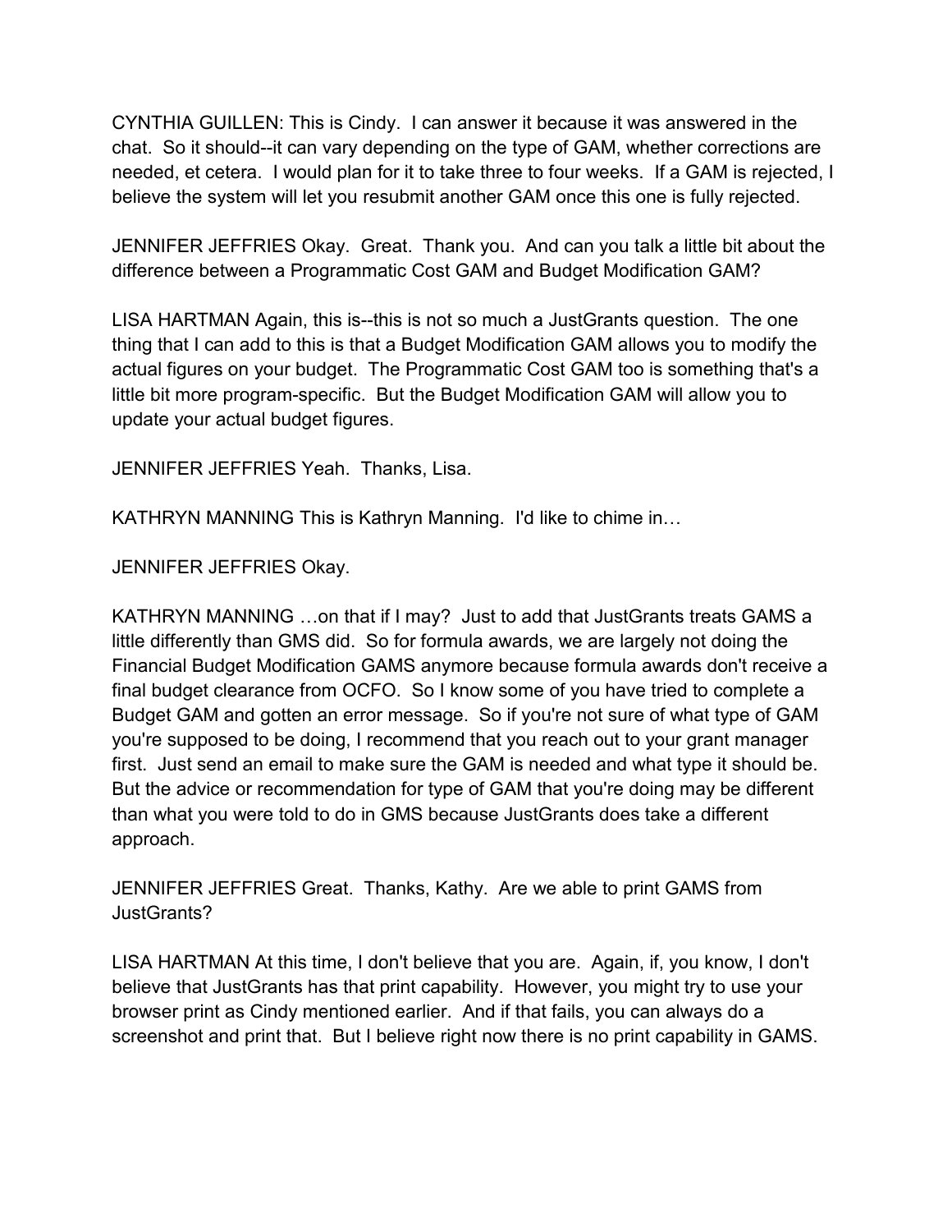CYNTHIA GUILLEN: This is Cindy. I can answer it because it was answered in the chat. So it should--it can vary depending on the type of GAM, whether corrections are needed, et cetera. I would plan for it to take three to four weeks. If a GAM is rejected, I believe the system will let you resubmit another GAM once this one is fully rejected.

JENNIFER JEFFRIES Okay. Great. Thank you. And can you talk a little bit about the difference between a Programmatic Cost GAM and Budget Modification GAM?

LISA HARTMAN Again, this is--this is not so much a JustGrants question. The one thing that I can add to this is that a Budget Modification GAM allows you to modify the actual figures on your budget. The Programmatic Cost GAM too is something that's a little bit more program-specific. But the Budget Modification GAM will allow you to update your actual budget figures.

JENNIFER JEFFRIES Yeah. Thanks, Lisa.

KATHRYN MANNING This is Kathryn Manning. I'd like to chime in…

JENNIFER JEFFRIES Okay.

KATHRYN MANNING …on that if I may? Just to add that JustGrants treats GAMS a little differently than GMS did. So for formula awards, we are largely not doing the Financial Budget Modification GAMS anymore because formula awards don't receive a final budget clearance from OCFO. So I know some of you have tried to complete a Budget GAM and gotten an error message. So if you're not sure of what type of GAM you're supposed to be doing, I recommend that you reach out to your grant manager first. Just send an email to make sure the GAM is needed and what type it should be. But the advice or recommendation for type of GAM that you're doing may be different than what you were told to do in GMS because JustGrants does take a different approach.

JENNIFER JEFFRIES Great. Thanks, Kathy. Are we able to print GAMS from JustGrants?

LISA HARTMAN At this time, I don't believe that you are. Again, if, you know, I don't believe that JustGrants has that print capability. However, you might try to use your browser print as Cindy mentioned earlier. And if that fails, you can always do a screenshot and print that. But I believe right now there is no print capability in GAMS.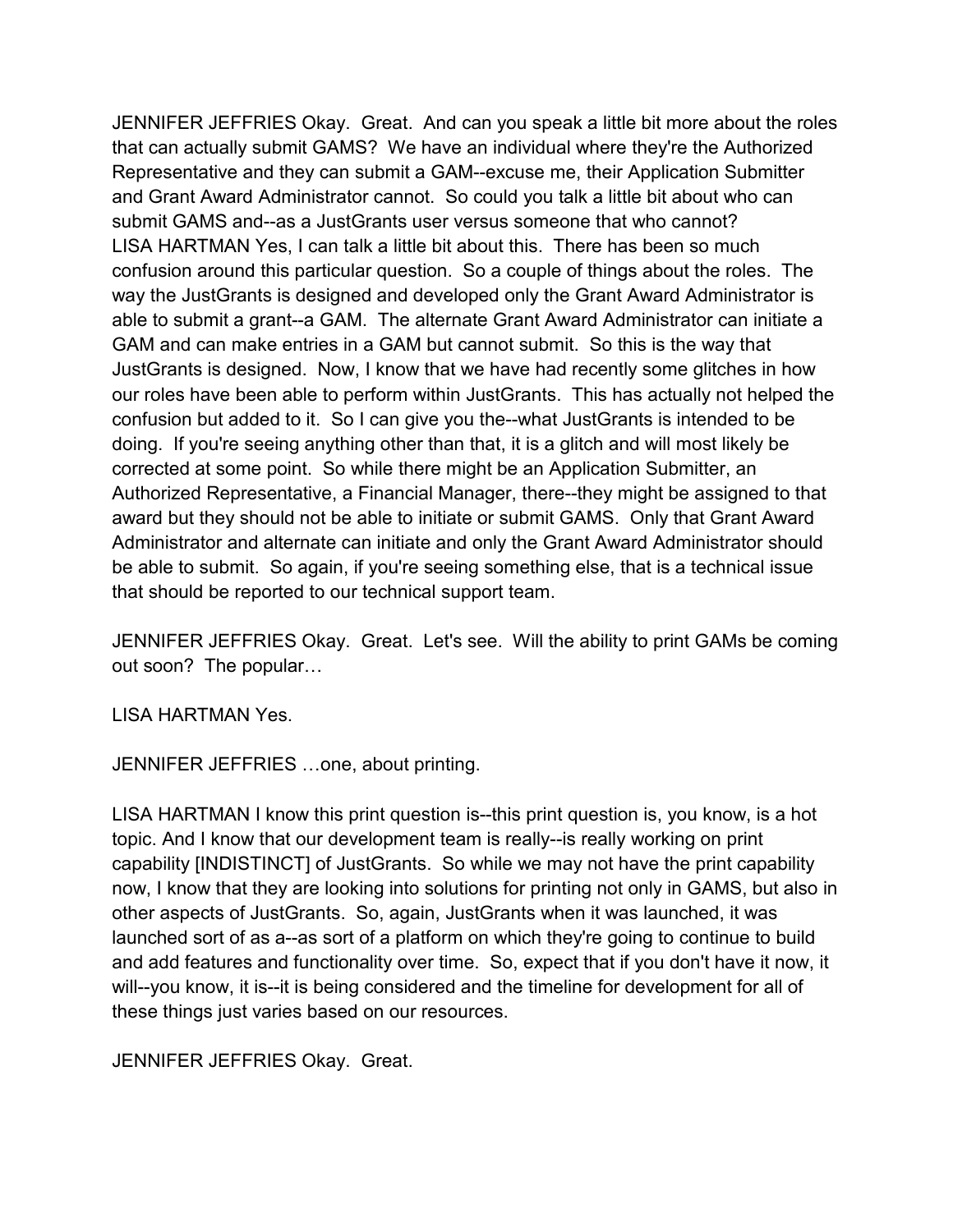JENNIFER JEFFRIES Okay. Great. And can you speak a little bit more about the roles that can actually submit GAMS? We have an individual where they're the Authorized Representative and they can submit a GAM--excuse me, their Application Submitter and Grant Award Administrator cannot. So could you talk a little bit about who can submit GAMS and--as a JustGrants user versus someone that who cannot?
LISA HARTMAN Yes, I can talk a little bit about this. There has been so much confusion around this particular question. So a couple of things about the roles. The way the JustGrants is designed and developed only the Grant Award Administrator is able to submit a grant--a GAM. The alternate Grant Award Administrator can initiate a GAM and can make entries in a GAM but cannot submit. So this is the way that JustGrants is designed. Now, I know that we have had recently some glitches in how our roles have been able to perform within JustGrants. This has actually not helped the confusion but added to it. So I can give you the--what JustGrants is intended to be doing. If you're seeing anything other than that, it is a glitch and will most likely be corrected at some point. So while there might be an Application Submitter, an Authorized Representative, a Financial Manager, there--they might be assigned to that award but they should not be able to initiate or submit GAMS. Only that Grant Award Administrator and alternate can initiate and only the Grant Award Administrator should be able to submit. So again, if you're seeing something else, that is a technical issue that should be reported to our technical support team.

JENNIFER JEFFRIES Okay. Great. Let's see. Will the ability to print GAMs be coming out soon? The popular…

LISA HARTMAN Yes.

JENNIFER JEFFRIES …one, about printing.

LISA HARTMAN I know this print question is--this print question is, you know, is a hot topic. And I know that our development team is really--is really working on print capability [INDISTINCT] of JustGrants. So while we may not have the print capability now, I know that they are looking into solutions for printing not only in GAMS, but also in other aspects of JustGrants. So, again, JustGrants when it was launched, it was launched sort of as a--as sort of a platform on which they're going to continue to build and add features and functionality over time. So, expect that if you don't have it now, it will--you know, it is--it is being considered and the timeline for development for all of these things just varies based on our resources.

JENNIFER JEFFRIES Okay. Great.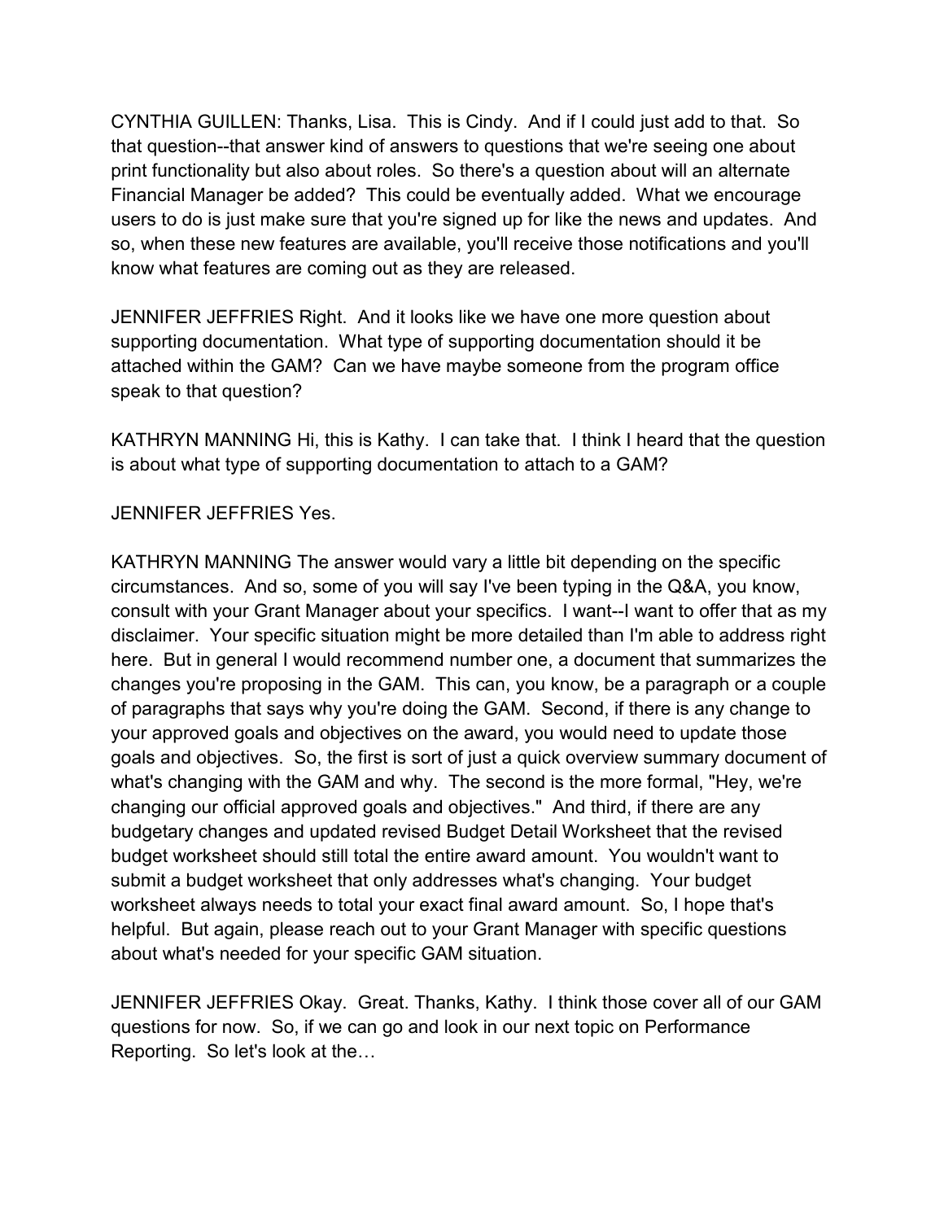CYNTHIA GUILLEN: Thanks, Lisa. This is Cindy. And if I could just add to that. So that question--that answer kind of answers to questions that we're seeing one about print functionality but also about roles. So there's a question about will an alternate Financial Manager be added? This could be eventually added. What we encourage users to do is just make sure that you're signed up for like the news and updates. And so, when these new features are available, you'll receive those notifications and you'll know what features are coming out as they are released.

JENNIFER JEFFRIES Right. And it looks like we have one more question about supporting documentation. What type of supporting documentation should it be attached within the GAM? Can we have maybe someone from the program office speak to that question?

KATHRYN MANNING Hi, this is Kathy. I can take that. I think I heard that the question is about what type of supporting documentation to attach to a GAM?

JENNIFER JEFFRIES Yes.

KATHRYN MANNING The answer would vary a little bit depending on the specific circumstances. And so, some of you will say I've been typing in the Q&A, you know, consult with your Grant Manager about your specifics. I want--I want to offer that as my disclaimer. Your specific situation might be more detailed than I'm able to address right here. But in general I would recommend number one, a document that summarizes the changes you're proposing in the GAM. This can, you know, be a paragraph or a couple of paragraphs that says why you're doing the GAM. Second, if there is any change to your approved goals and objectives on the award, you would need to update those goals and objectives. So, the first is sort of just a quick overview summary document of what's changing with the GAM and why. The second is the more formal, "Hey, we're changing our official approved goals and objectives." And third, if there are any budgetary changes and updated revised Budget Detail Worksheet that the revised budget worksheet should still total the entire award amount. You wouldn't want to submit a budget worksheet that only addresses what's changing. Your budget worksheet always needs to total your exact final award amount. So, I hope that's helpful. But again, please reach out to your Grant Manager with specific questions about what's needed for your specific GAM situation.

JENNIFER JEFFRIES Okay. Great. Thanks, Kathy. I think those cover all of our GAM questions for now. So, if we can go and look in our next topic on Performance Reporting. So let's look at the…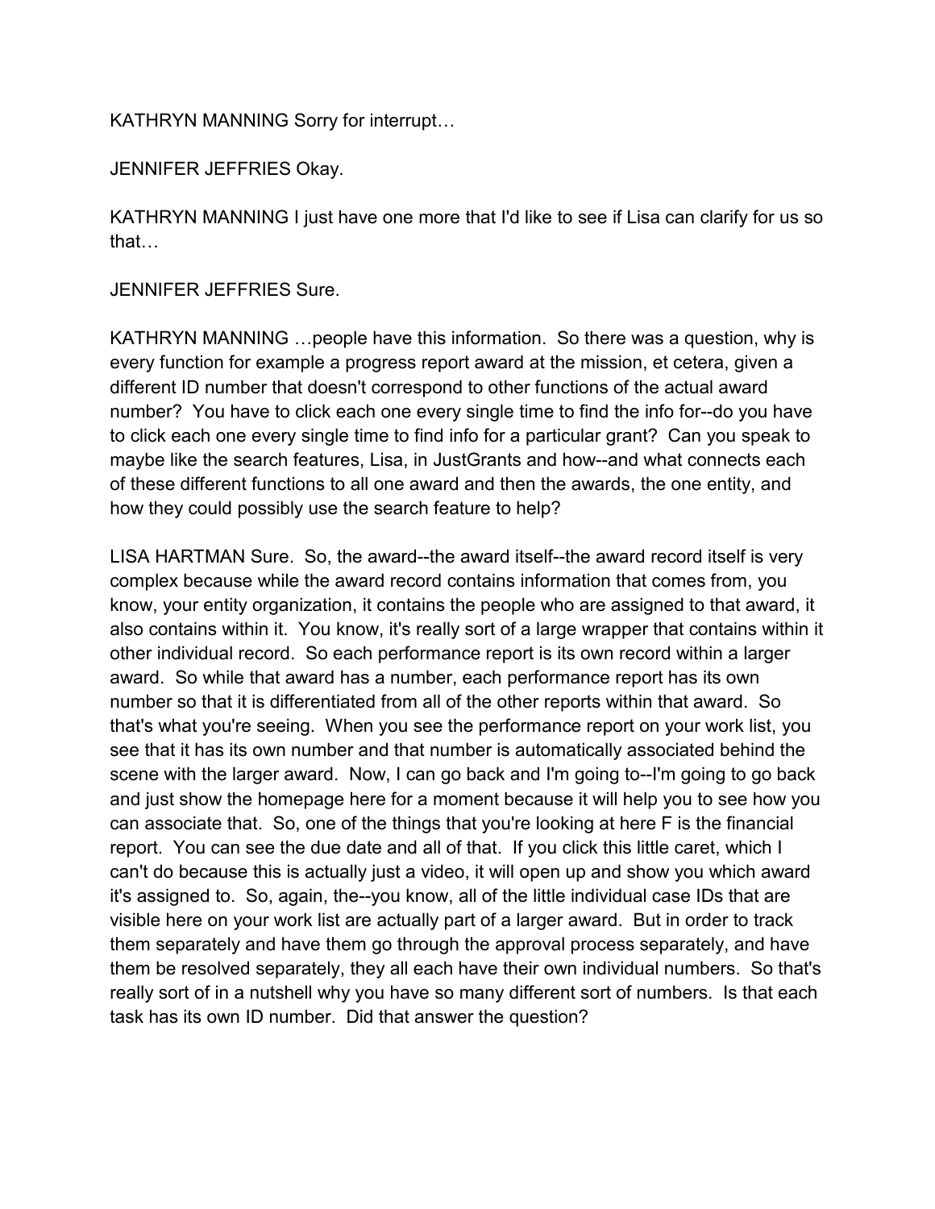KATHRYN MANNING Sorry for interrupt…

JENNIFER JEFFRIES Okay.

KATHRYN MANNING I just have one more that I'd like to see if Lisa can clarify for us so that…

JENNIFER JEFFRIES Sure.

KATHRYN MANNING …people have this information. So there was a question, why is every function for example a progress report award at the mission, et cetera, given a different ID number that doesn't correspond to other functions of the actual award number? You have to click each one every single time to find the info for--do you have to click each one every single time to find info for a particular grant? Can you speak to maybe like the search features, Lisa, in JustGrants and how--and what connects each of these different functions to all one award and then the awards, the one entity, and how they could possibly use the search feature to help?

LISA HARTMAN Sure. So, the award--the award itself--the award record itself is very complex because while the award record contains information that comes from, you know, your entity organization, it contains the people who are assigned to that award, it also contains within it. You know, it's really sort of a large wrapper that contains within it other individual record. So each performance report is its own record within a larger award. So while that award has a number, each performance report has its own number so that it is differentiated from all of the other reports within that award. So that's what you're seeing. When you see the performance report on your work list, you see that it has its own number and that number is automatically associated behind the scene with the larger award. Now, I can go back and I'm going to--I'm going to go back and just show the homepage here for a moment because it will help you to see how you can associate that. So, one of the things that you're looking at here F is the financial report. You can see the due date and all of that. If you click this little caret, which I can't do because this is actually just a video, it will open up and show you which award it's assigned to. So, again, the--you know, all of the little individual case IDs that are visible here on your work list are actually part of a larger award. But in order to track them separately and have them go through the approval process separately, and have them be resolved separately, they all each have their own individual numbers. So that's really sort of in a nutshell why you have so many different sort of numbers. Is that each task has its own ID number. Did that answer the question?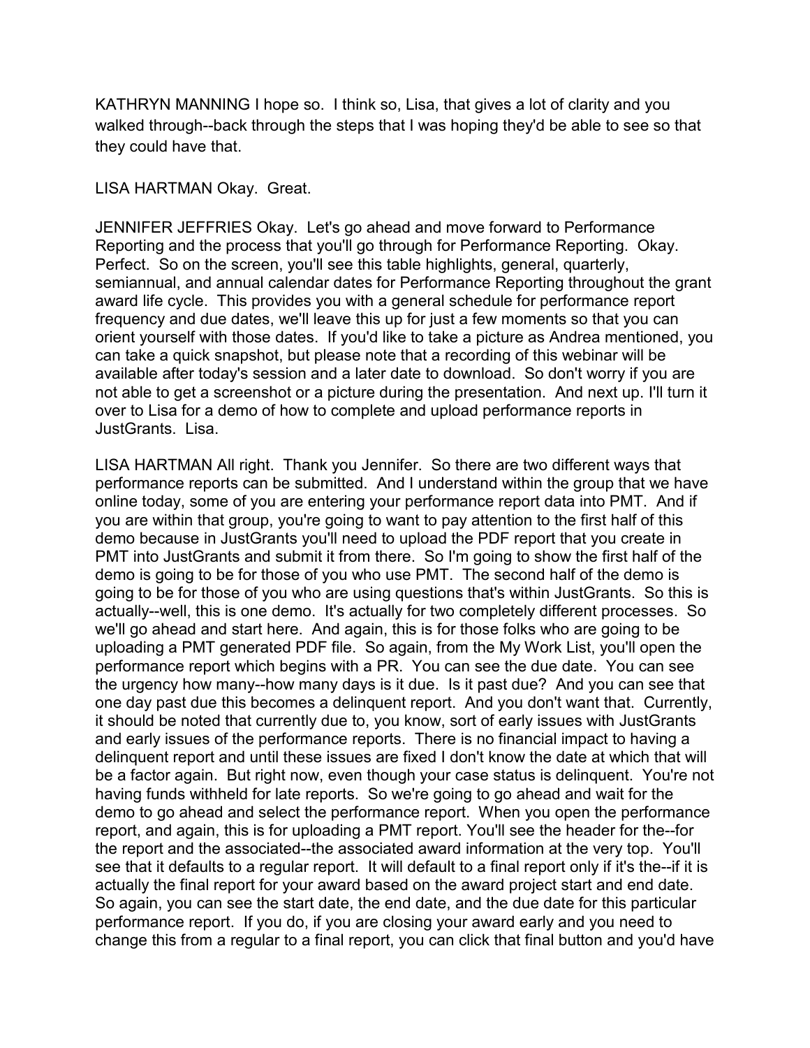KATHRYN MANNING I hope so. I think so, Lisa, that gives a lot of clarity and you walked through--back through the steps that I was hoping they'd be able to see so that they could have that.

LISA HARTMAN Okay. Great.

JENNIFER JEFFRIES Okay. Let's go ahead and move forward to Performance Reporting and the process that you'll go through for Performance Reporting. Okay. Perfect. So on the screen, you'll see this table highlights, general, quarterly, semiannual, and annual calendar dates for Performance Reporting throughout the grant award life cycle. This provides you with a general schedule for performance report frequency and due dates, we'll leave this up for just a few moments so that you can orient yourself with those dates. If you'd like to take a picture as Andrea mentioned, you can take a quick snapshot, but please note that a recording of this webinar will be available after today's session and a later date to download. So don't worry if you are not able to get a screenshot or a picture during the presentation. And next up. I'll turn it over to Lisa for a demo of how to complete and upload performance reports in JustGrants. Lisa.

LISA HARTMAN All right. Thank you Jennifer. So there are two different ways that performance reports can be submitted. And I understand within the group that we have online today, some of you are entering your performance report data into PMT. And if you are within that group, you're going to want to pay attention to the first half of this demo because in JustGrants you'll need to upload the PDF report that you create in PMT into JustGrants and submit it from there. So I'm going to show the first half of the demo is going to be for those of you who use PMT. The second half of the demo is going to be for those of you who are using questions that's within JustGrants. So this is actually--well, this is one demo. It's actually for two completely different processes. So we'll go ahead and start here. And again, this is for those folks who are going to be uploading a PMT generated PDF file. So again, from the My Work List, you'll open the performance report which begins with a PR. You can see the due date. You can see the urgency how many--how many days is it due. Is it past due? And you can see that one day past due this becomes a delinquent report. And you don't want that. Currently, it should be noted that currently due to, you know, sort of early issues with JustGrants and early issues of the performance reports. There is no financial impact to having a delinquent report and until these issues are fixed I don't know the date at which that will be a factor again. But right now, even though your case status is delinquent. You're not having funds withheld for late reports. So we're going to go ahead and wait for the demo to go ahead and select the performance report. When you open the performance report, and again, this is for uploading a PMT report. You'll see the header for the--for the report and the associated--the associated award information at the very top. You'll see that it defaults to a regular report. It will default to a final report only if it's the--if it is actually the final report for your award based on the award project start and end date. So again, you can see the start date, the end date, and the due date for this particular performance report. If you do, if you are closing your award early and you need to change this from a regular to a final report, you can click that final button and you'd have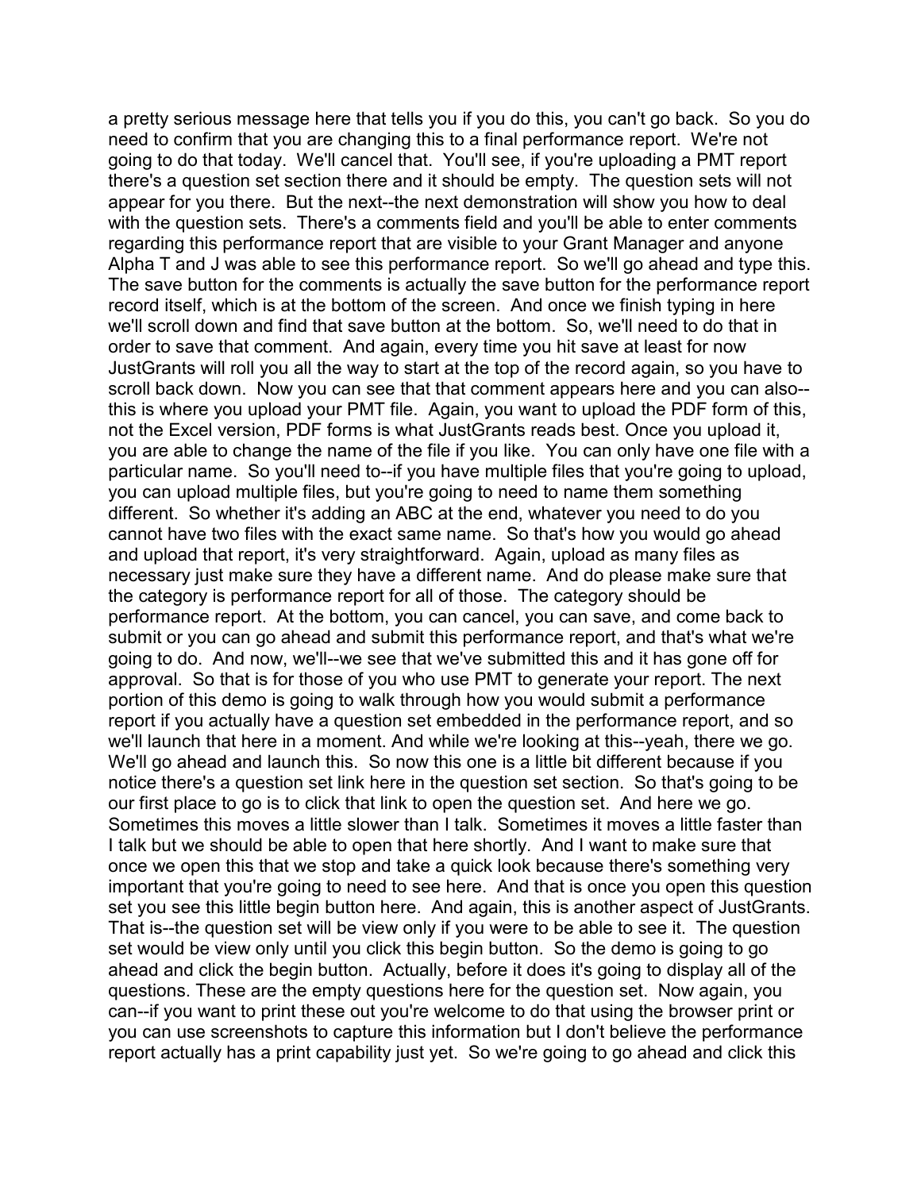a pretty serious message here that tells you if you do this, you can't go back. So you do need to confirm that you are changing this to a final performance report. We're not going to do that today. We'll cancel that. You'll see, if you're uploading a PMT report there's a question set section there and it should be empty. The question sets will not appear for you there. But the next--the next demonstration will show you how to deal with the question sets. There's a comments field and you'll be able to enter comments regarding this performance report that are visible to your Grant Manager and anyone Alpha T and J was able to see this performance report. So we'll go ahead and type this. The save button for the comments is actually the save button for the performance report record itself, which is at the bottom of the screen. And once we finish typing in here we'll scroll down and find that save button at the bottom. So, we'll need to do that in order to save that comment. And again, every time you hit save at least for now JustGrants will roll you all the way to start at the top of the record again, so you have to scroll back down. Now you can see that that comment appears here and you can also--this is where you upload your PMT file. Again, you want to upload the PDF form of this, not the Excel version, PDF forms is what JustGrants reads best. Once you upload it, you are able to change the name of the file if you like. You can only have one file with a particular name. So you'll need to--if you have multiple files that you're going to upload, you can upload multiple files, but you're going to need to name them something different. So whether it's adding an ABC at the end, whatever you need to do you cannot have two files with the exact same name. So that's how you would go ahead and upload that report, it's very straightforward. Again, upload as many files as necessary just make sure they have a different name. And do please make sure that the category is performance report for all of those. The category should be performance report. At the bottom, you can cancel, you can save, and come back to submit or you can go ahead and submit this performance report, and that's what we're going to do. And now, we'll--we see that we've submitted this and it has gone off for approval. So that is for those of you who use PMT to generate your report. The next portion of this demo is going to walk through how you would submit a performance report if you actually have a question set embedded in the performance report, and so we'll launch that here in a moment. And while we're looking at this--yeah, there we go. We'll go ahead and launch this. So now this one is a little bit different because if you notice there's a question set link here in the question set section. So that's going to be our first place to go is to click that link to open the question set. And here we go. Sometimes this moves a little slower than I talk. Sometimes it moves a little faster than I talk but we should be able to open that here shortly. And I want to make sure that once we open this that we stop and take a quick look because there's something very important that you're going to need to see here. And that is once you open this question set you see this little begin button here. And again, this is another aspect of JustGrants. That is--the question set will be view only if you were to be able to see it. The question set would be view only until you click this begin button. So the demo is going to go ahead and click the begin button. Actually, before it does it's going to display all of the questions. These are the empty questions here for the question set. Now again, you can--if you want to print these out you're welcome to do that using the browser print or you can use screenshots to capture this information but I don't believe the performance report actually has a print capability just yet. So we're going to go ahead and click this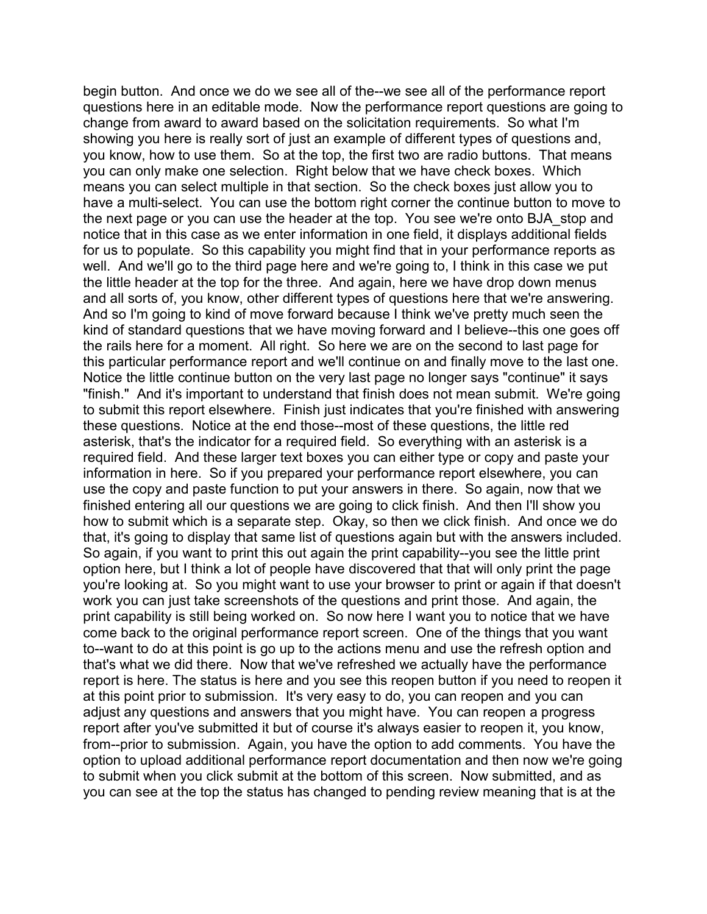begin button. And once we do we see all of the--we see all of the performance report questions here in an editable mode. Now the performance report questions are going to change from award to award based on the solicitation requirements. So what I'm showing you here is really sort of just an example of different types of questions and, you know, how to use them. So at the top, the first two are radio buttons. That means you can only make one selection. Right below that we have check boxes. Which means you can select multiple in that section. So the check boxes just allow you to have a multi-select. You can use the bottom right corner the continue button to move to the next page or you can use the header at the top. You see we're onto BJA_stop and notice that in this case as we enter information in one field, it displays additional fields for us to populate. So this capability you might find that in your performance reports as well. And we'll go to the third page here and we're going to, I think in this case we put the little header at the top for the three. And again, here we have drop down menus and all sorts of, you know, other different types of questions here that we're answering. And so I'm going to kind of move forward because I think we've pretty much seen the kind of standard questions that we have moving forward and I believe--this one goes off the rails here for a moment. All right. So here we are on the second to last page for this particular performance report and we'll continue on and finally move to the last one. Notice the little continue button on the very last page no longer says "continue" it says "finish." And it's important to understand that finish does not mean submit. We're going to submit this report elsewhere. Finish just indicates that you're finished with answering these questions. Notice at the end those--most of these questions, the little red asterisk, that's the indicator for a required field. So everything with an asterisk is a required field. And these larger text boxes you can either type or copy and paste your information in here. So if you prepared your performance report elsewhere, you can use the copy and paste function to put your answers in there. So again, now that we finished entering all our questions we are going to click finish. And then I'll show you how to submit which is a separate step. Okay, so then we click finish. And once we do that, it's going to display that same list of questions again but with the answers included. So again, if you want to print this out again the print capability--you see the little print option here, but I think a lot of people have discovered that that will only print the page you're looking at. So you might want to use your browser to print or again if that doesn't work you can just take screenshots of the questions and print those. And again, the print capability is still being worked on. So now here I want you to notice that we have come back to the original performance report screen. One of the things that you want to--want to do at this point is go up to the actions menu and use the refresh option and that's what we did there. Now that we've refreshed we actually have the performance report is here. The status is here and you see this reopen button if you need to reopen it at this point prior to submission. It's very easy to do, you can reopen and you can adjust any questions and answers that you might have. You can reopen a progress report after you've submitted it but of course it's always easier to reopen it, you know, from--prior to submission. Again, you have the option to add comments. You have the option to upload additional performance report documentation and then now we're going to submit when you click submit at the bottom of this screen. Now submitted, and as you can see at the top the status has changed to pending review meaning that is at the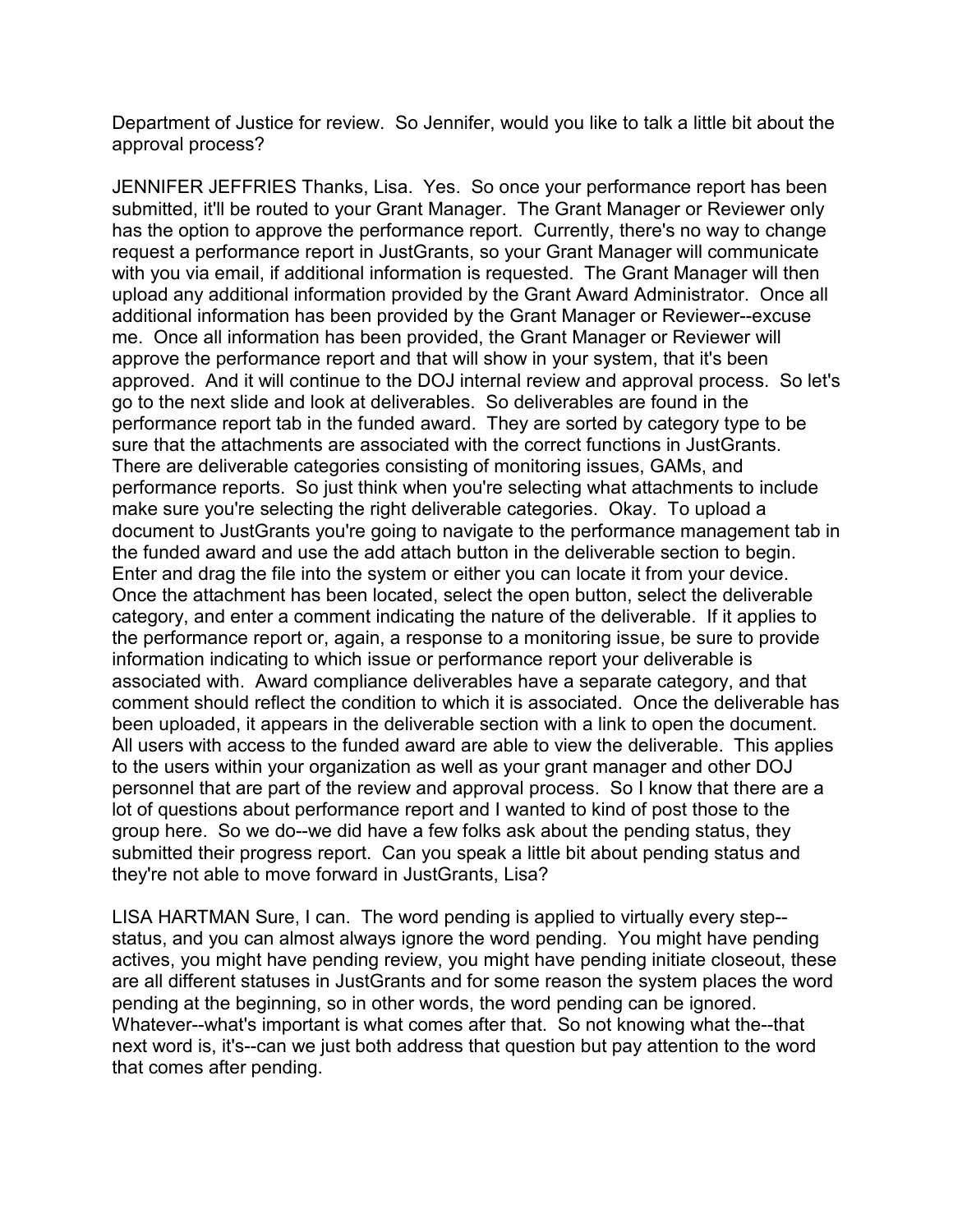Department of Justice for review. So Jennifer, would you like to talk a little bit about the approval process?

JENNIFER JEFFRIES Thanks, Lisa. Yes. So once your performance report has been submitted, it'll be routed to your Grant Manager. The Grant Manager or Reviewer only has the option to approve the performance report. Currently, there's no way to change request a performance report in JustGrants, so your Grant Manager will communicate with you via email, if additional information is requested. The Grant Manager will then upload any additional information provided by the Grant Award Administrator. Once all additional information has been provided by the Grant Manager or Reviewer--excuse me. Once all information has been provided, the Grant Manager or Reviewer will approve the performance report and that will show in your system, that it's been approved. And it will continue to the DOJ internal review and approval process. So let's go to the next slide and look at deliverables. So deliverables are found in the performance report tab in the funded award. They are sorted by category type to be sure that the attachments are associated with the correct functions in JustGrants. There are deliverable categories consisting of monitoring issues, GAMs, and performance reports. So just think when you're selecting what attachments to include make sure you're selecting the right deliverable categories. Okay. To upload a document to JustGrants you're going to navigate to the performance management tab in the funded award and use the add attach button in the deliverable section to begin. Enter and drag the file into the system or either you can locate it from your device. Once the attachment has been located, select the open button, select the deliverable category, and enter a comment indicating the nature of the deliverable. If it applies to the performance report or, again, a response to a monitoring issue, be sure to provide information indicating to which issue or performance report your deliverable is associated with. Award compliance deliverables have a separate category, and that comment should reflect the condition to which it is associated. Once the deliverable has been uploaded, it appears in the deliverable section with a link to open the document. All users with access to the funded award are able to view the deliverable. This applies to the users within your organization as well as your grant manager and other DOJ personnel that are part of the review and approval process. So I know that there are a lot of questions about performance report and I wanted to kind of post those to the group here. So we do--we did have a few folks ask about the pending status, they submitted their progress report. Can you speak a little bit about pending status and they're not able to move forward in JustGrants, Lisa?

LISA HARTMAN Sure, I can. The word pending is applied to virtually every step--status, and you can almost always ignore the word pending. You might have pending actives, you might have pending review, you might have pending initiate closeout, these are all different statuses in JustGrants and for some reason the system places the word pending at the beginning, so in other words, the word pending can be ignored. Whatever--what's important is what comes after that. So not knowing what the--that next word is, it's--can we just both address that question but pay attention to the word that comes after pending.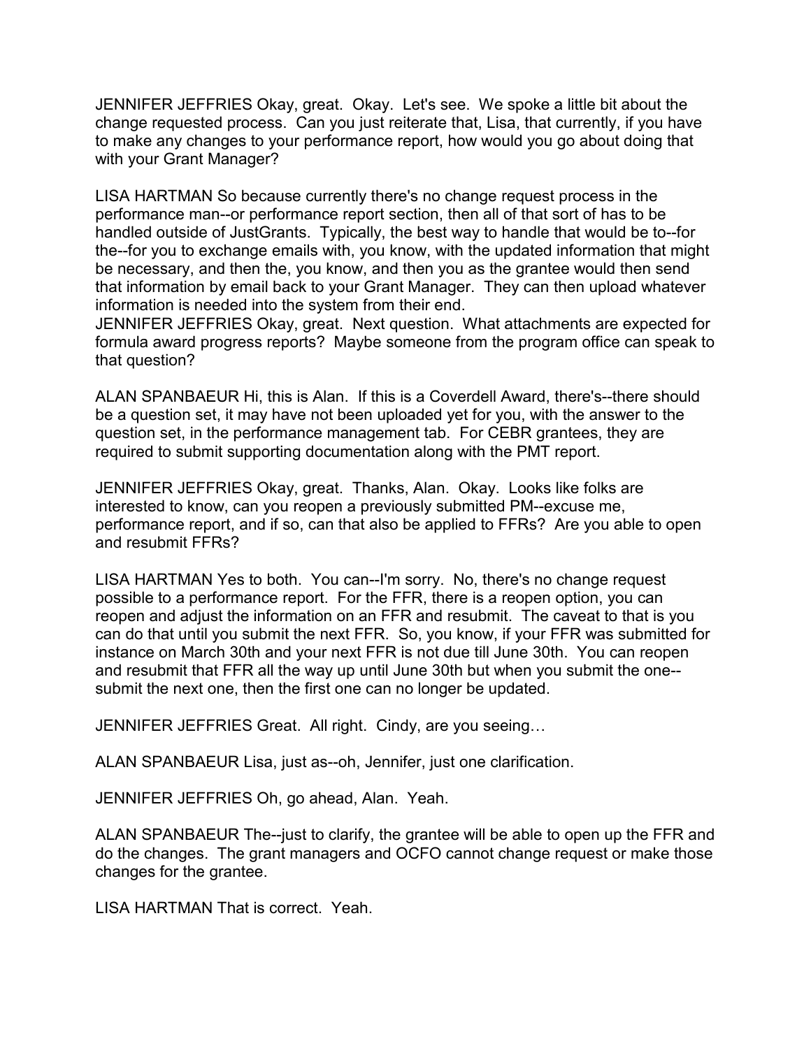JENNIFER JEFFRIES Okay, great. Okay. Let's see. We spoke a little bit about the change requested process. Can you just reiterate that, Lisa, that currently, if you have to make any changes to your performance report, how would you go about doing that with your Grant Manager?

LISA HARTMAN So because currently there's no change request process in the performance man--or performance report section, then all of that sort of has to be handled outside of JustGrants. Typically, the best way to handle that would be to--for the--for you to exchange emails with, you know, with the updated information that might be necessary, and then the, you know, and then you as the grantee would then send that information by email back to your Grant Manager. They can then upload whatever information is needed into the system from their end.

JENNIFER JEFFRIES Okay, great. Next question. What attachments are expected for formula award progress reports? Maybe someone from the program office can speak to that question?

ALAN SPANBAEUR Hi, this is Alan. If this is a Coverdell Award, there's--there should be a question set, it may have not been uploaded yet for you, with the answer to the question set, in the performance management tab. For CEBR grantees, they are required to submit supporting documentation along with the PMT report.

JENNIFER JEFFRIES Okay, great. Thanks, Alan. Okay. Looks like folks are interested to know, can you reopen a previously submitted PM--excuse me, performance report, and if so, can that also be applied to FFRs? Are you able to open and resubmit FFRs?

LISA HARTMAN Yes to both. You can--I'm sorry. No, there's no change request possible to a performance report. For the FFR, there is a reopen option, you can reopen and adjust the information on an FFR and resubmit. The caveat to that is you can do that until you submit the next FFR. So, you know, if your FFR was submitted for instance on March 30th and your next FFR is not due till June 30th. You can reopen and resubmit that FFR all the way up until June 30th but when you submit the one--submit the next one, then the first one can no longer be updated.

JENNIFER JEFFRIES Great. All right. Cindy, are you seeing…

ALAN SPANBAEUR Lisa, just as--oh, Jennifer, just one clarification.

JENNIFER JEFFRIES Oh, go ahead, Alan. Yeah.

ALAN SPANBAEUR The--just to clarify, the grantee will be able to open up the FFR and do the changes. The grant managers and OCFO cannot change request or make those changes for the grantee.

LISA HARTMAN That is correct. Yeah.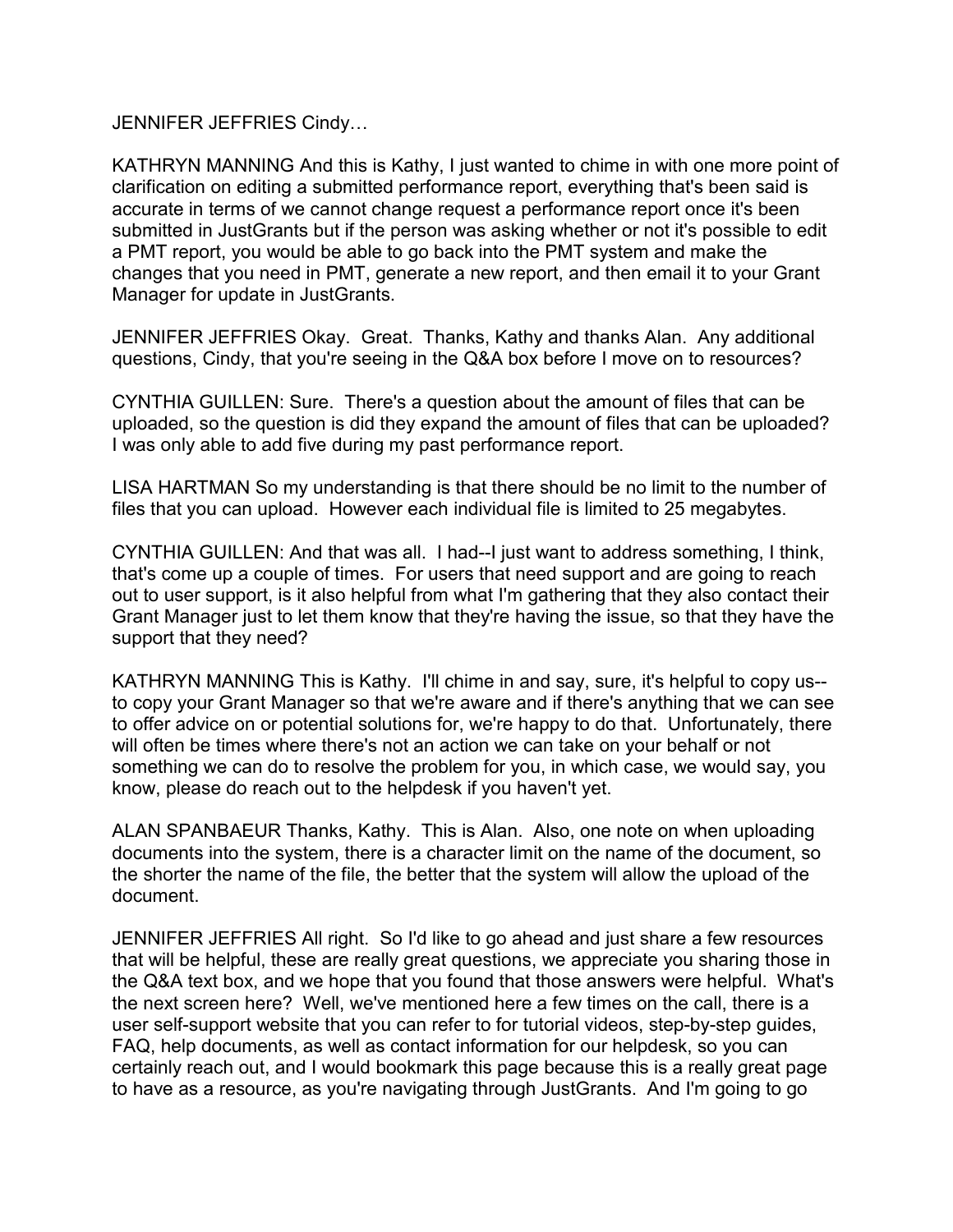JENNIFER JEFFRIES Cindy…

KATHRYN MANNING And this is Kathy, I just wanted to chime in with one more point of clarification on editing a submitted performance report, everything that's been said is accurate in terms of we cannot change request a performance report once it's been submitted in JustGrants but if the person was asking whether or not it's possible to edit a PMT report, you would be able to go back into the PMT system and make the changes that you need in PMT, generate a new report, and then email it to your Grant Manager for update in JustGrants.

JENNIFER JEFFRIES Okay. Great. Thanks, Kathy and thanks Alan. Any additional questions, Cindy, that you're seeing in the Q&A box before I move on to resources?

CYNTHIA GUILLEN: Sure. There's a question about the amount of files that can be uploaded, so the question is did they expand the amount of files that can be uploaded? I was only able to add five during my past performance report.

LISA HARTMAN So my understanding is that there should be no limit to the number of files that you can upload. However each individual file is limited to 25 megabytes.

CYNTHIA GUILLEN: And that was all. I had--I just want to address something, I think, that's come up a couple of times. For users that need support and are going to reach out to user support, is it also helpful from what I'm gathering that they also contact their Grant Manager just to let them know that they're having the issue, so that they have the support that they need?

KATHRYN MANNING This is Kathy. I'll chime in and say, sure, it's helpful to copy us--to copy your Grant Manager so that we're aware and if there's anything that we can see to offer advice on or potential solutions for, we're happy to do that. Unfortunately, there will often be times where there's not an action we can take on your behalf or not something we can do to resolve the problem for you, in which case, we would say, you know, please do reach out to the helpdesk if you haven't yet.

ALAN SPANBAEUR Thanks, Kathy. This is Alan. Also, one note on when uploading documents into the system, there is a character limit on the name of the document, so the shorter the name of the file, the better that the system will allow the upload of the document.

JENNIFER JEFFRIES All right. So I'd like to go ahead and just share a few resources that will be helpful, these are really great questions, we appreciate you sharing those in the Q&A text box, and we hope that you found that those answers were helpful. What's the next screen here? Well, we've mentioned here a few times on the call, there is a user self-support website that you can refer to for tutorial videos, step-by-step guides, FAQ, help documents, as well as contact information for our helpdesk, so you can certainly reach out, and I would bookmark this page because this is a really great page to have as a resource, as you're navigating through JustGrants. And I'm going to go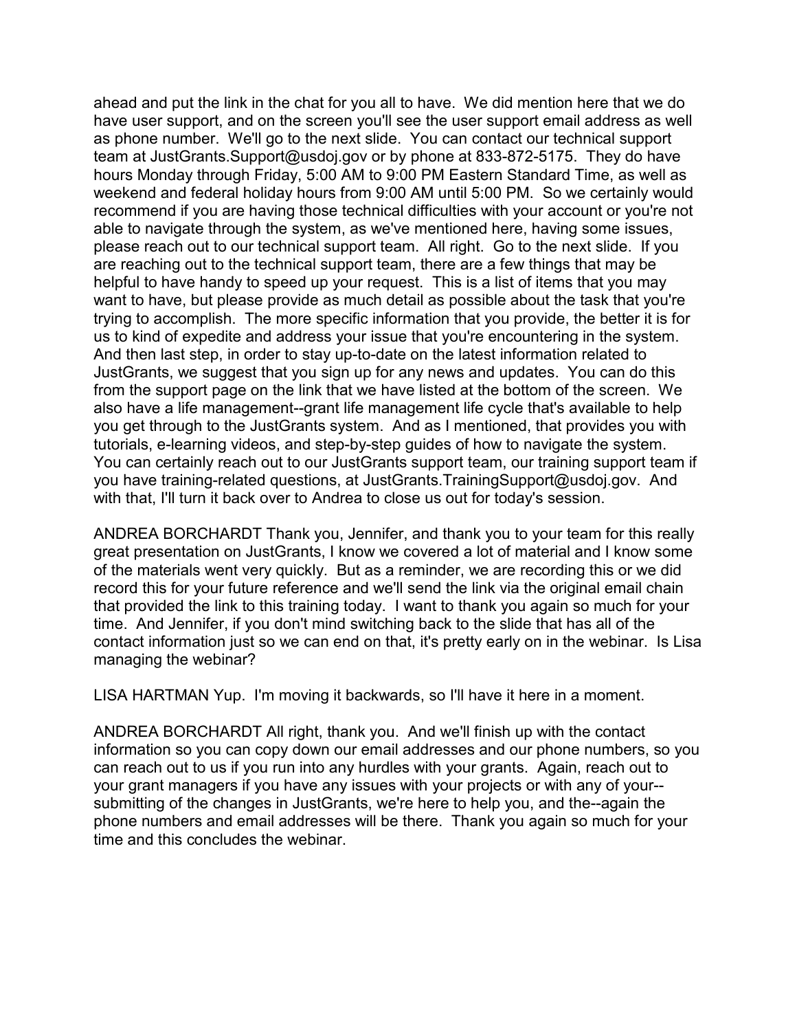ahead and put the link in the chat for you all to have. We did mention here that we do have user support, and on the screen you'll see the user support email address as well as phone number. We'll go to the next slide. You can contact our technical support team at JustGrants.Support@usdoj.gov or by phone at 833-872-5175. They do have hours Monday through Friday, 5:00 AM to 9:00 PM Eastern Standard Time, as well as weekend and federal holiday hours from 9:00 AM until 5:00 PM. So we certainly would recommend if you are having those technical difficulties with your account or you're not able to navigate through the system, as we've mentioned here, having some issues, please reach out to our technical support team. All right. Go to the next slide. If you are reaching out to the technical support team, there are a few things that may be helpful to have handy to speed up your request. This is a list of items that you may want to have, but please provide as much detail as possible about the task that you're trying to accomplish. The more specific information that you provide, the better it is for us to kind of expedite and address your issue that you're encountering in the system. And then last step, in order to stay up-to-date on the latest information related to JustGrants, we suggest that you sign up for any news and updates. You can do this from the support page on the link that we have listed at the bottom of the screen. We also have a life management--grant life management life cycle that's available to help you get through to the JustGrants system. And as I mentioned, that provides you with tutorials, e-learning videos, and step-by-step guides of how to navigate the system. You can certainly reach out to our JustGrants support team, our training support team if you have training-related questions, at JustGrants.TrainingSupport@usdoj.gov. And with that, I'll turn it back over to Andrea to close us out for today's session.

ANDREA BORCHARDT Thank you, Jennifer, and thank you to your team for this really great presentation on JustGrants, I know we covered a lot of material and I know some of the materials went very quickly. But as a reminder, we are recording this or we did record this for your future reference and we'll send the link via the original email chain that provided the link to this training today. I want to thank you again so much for your time. And Jennifer, if you don't mind switching back to the slide that has all of the contact information just so we can end on that, it's pretty early on in the webinar. Is Lisa managing the webinar?

LISA HARTMAN Yup. I'm moving it backwards, so I'll have it here in a moment.

ANDREA BORCHARDT All right, thank you. And we'll finish up with the contact information so you can copy down our email addresses and our phone numbers, so you can reach out to us if you run into any hurdles with your grants. Again, reach out to your grant managers if you have any issues with your projects or with any of your--submitting of the changes in JustGrants, we're here to help you, and the--again the phone numbers and email addresses will be there. Thank you again so much for your time and this concludes the webinar.